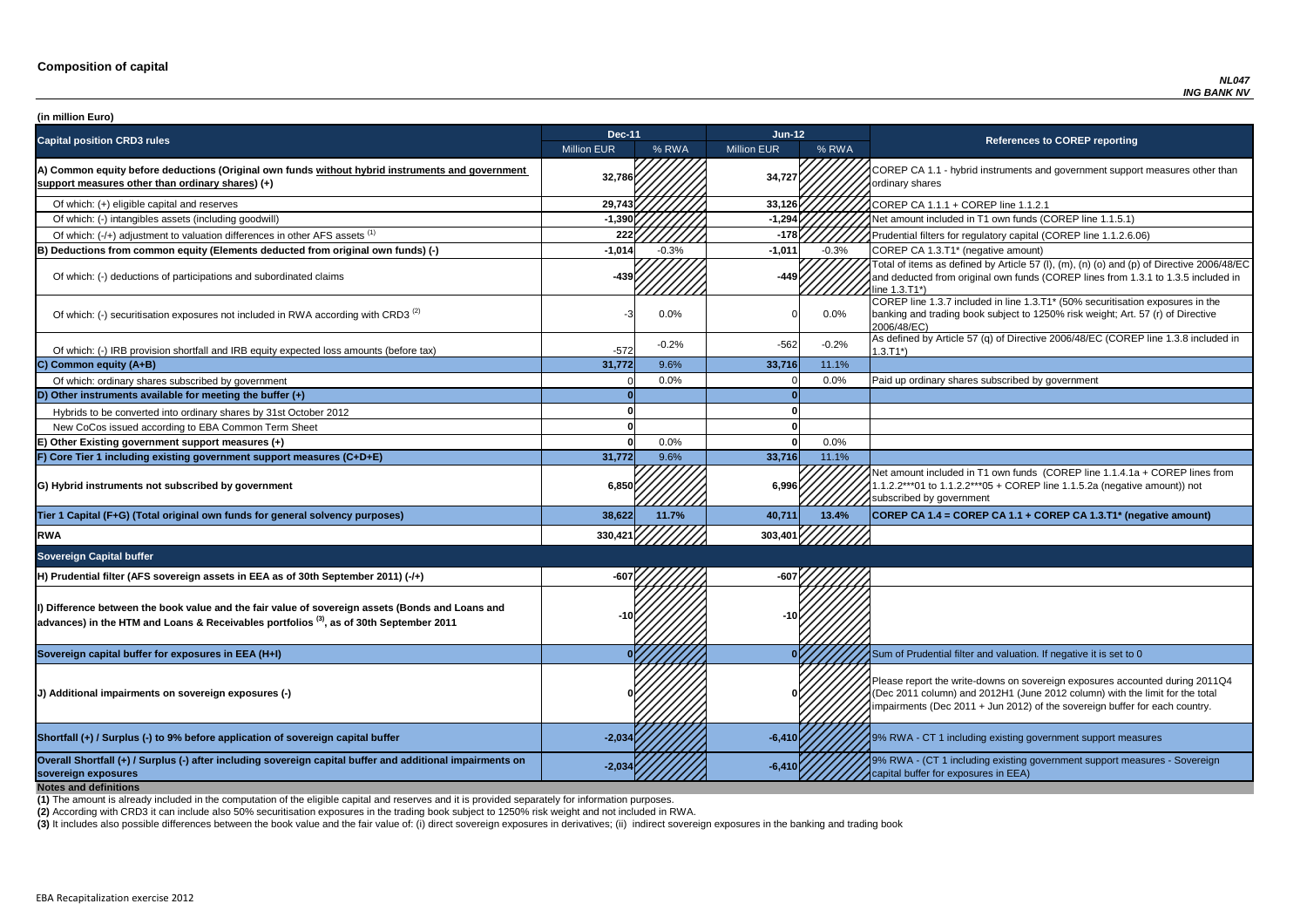# Composition of capital

*NL047*
*ING BANK NV*

**(in million Euro)**

| Capital position CRD3 rules | Dec-11 | | Jun-12 | | References to COREP reporting |
|---|---|---|---|---|---|
| | Million EUR | % RWA | Million EUR | % RWA | |
| **A) Common equity before deductions (Original own funds without hybrid instruments and government support measures other than ordinary shares) (+)** | **32,786** | | **34,727** | | COREP CA 1.1 - hybrid instruments and government support measures other than ordinary shares |
| Of which: (+) eligible capital and reserves | **29,743** | | **33,126** | | COREP CA 1.1.1 + COREP line 1.1.2.1 |
| Of which: (-) intangibles assets (including goodwill) | **-1,390** | | **-1,294** | | Net amount included in T1 own funds (COREP line 1.1.5.1) |
| Of which: (-/+) adjustment to valuation differences in other AFS assets [(1)] | **222** | | **-178** | | Prudential filters for regulatory capital (COREP line 1.1.2.6.06) |
| **B) Deductions from common equity (Elements deducted from original own funds) (-)** | **-1,014** | -0.3% | **-1,011** | -0.3% | COREP CA 1.3.T1* (negative amount) |
| Of which: (-) deductions of participations and subordinated claims | **-439** | | **-449** | | Total of items as defined by Article 57 (l), (m), (n) (o) and (p) of Directive 2006/48/EC and deducted from original own funds (COREP lines from 1.3.1 to 1.3.5 included in line 1.3.T1*) |
| Of which: (-) securitisation exposures not included in RWA according with CRD3 [(2)] | -3 | 0.0% | 0 | 0.0% | COREP line 1.3.7 included in line 1.3.T1* (50% securitisation exposures in the banking and trading book subject to 1250% risk weight; Art. 57 (r) of Directive 2006/48/EC) |
| Of which: (-) IRB provision shortfall and IRB equity expected loss amounts (before tax) | -572 | -0.2% | -562 | -0.2% | As defined by Article 57 (q) of Directive 2006/48/EC (COREP line 1.3.8 included in 1.3.T1*) |
| **C) Common equity (A+B)** | **31,772** | 9.6% | **33,716** | 11.1% | |
| Of which: ordinary shares subscribed by government | 0 | 0.0% | 0 | 0.0% | Paid up ordinary shares subscribed by government |
| **D) Other instruments available for meeting the buffer (+)** | **0** | | **0** | | |
| Hybrids to be converted into ordinary shares by 31st October 2012 | **0** | | **0** | | |
| New CoCos issued according to EBA Common Term Sheet | **0** | | **0** | | |
| **E) Other Existing government support measures (+)** | **0** | 0.0% | **0** | 0.0% | |
| **F) Core Tier 1 including existing government support measures (C+D+E)** | **31,772** | 9.6% | **33,716** | 11.1% | |
| **G) Hybrid instruments not subscribed by government** | **6,850** | | **6,996** | | Net amount included in T1 own funds (COREP line 1.1.4.1a + COREP lines from 1.1.2.2***01 to 1.1.2.2***05 + COREP line 1.1.5.2a (negative amount)) not subscribed by government |
| **Tier 1 Capital (F+G) (Total original own funds for general solvency purposes)** | **38,622** | **11.7%** | **40,711** | **13.4%** | **COREP CA 1.4 = COREP CA 1.1 + COREP CA 1.3.T1* (negative amount)** |
| **RWA** | **330,421** | | **303,401** | | |
| **Sovereign Capital buffer** | | | | | |
| **H) Prudential filter (AFS sovereign assets in EEA as of 30th September 2011) (-/+)** | **-607** | | **-607** | | |
| **I) Difference between the book value and the fair value of sovereign assets (Bonds and Loans and advances) in the HTM and Loans & Receivables portfolios [(3)], as of 30th September 2011** | **-10** | | **-10** | | |
| **Sovereign capital buffer for exposures in EEA (H+I)** | **0** | | **0** | | Sum of Prudential filter and valuation. If negative it is set to 0 |
| **J) Additional impairments on sovereign exposures (-)** | **0** | | **0** | | Please report the write-downs on sovereign exposures accounted during 2011Q4 (Dec 2011 column) and 2012H1 (June 2012 column) with the limit for the total impairments (Dec 2011 + Jun 2012) of the sovereign buffer for each country. |
| **Shortfall (+) / Surplus (-) to 9% before application of sovereign capital buffer** | **-2,034** | | **-6,410** | | 9% RWA - CT 1 including existing government support measures |
| **Overall Shortfall (+) / Surplus (-) after including sovereign capital buffer and additional impairments on sovereign exposures** | **-2,034** | | **-6,410** | | 9% RWA - (CT 1 including existing government support measures - Sovereign capital buffer for exposures in EEA) |

**Notes and definitions**

**(1)** The amount is already included in the computation of the eligible capital and reserves and it is provided separately for information purposes.

**(2)** According with CRD3 it can include also 50% securitisation exposures in the trading book subject to 1250% risk weight and not included in RWA.

**(3)** It includes also possible differences between the book value and the fair value of: (i) direct sovereign exposures in derivatives; (ii) indirect sovereign exposures in the banking and trading book

EBA Recapitalization exercise 2012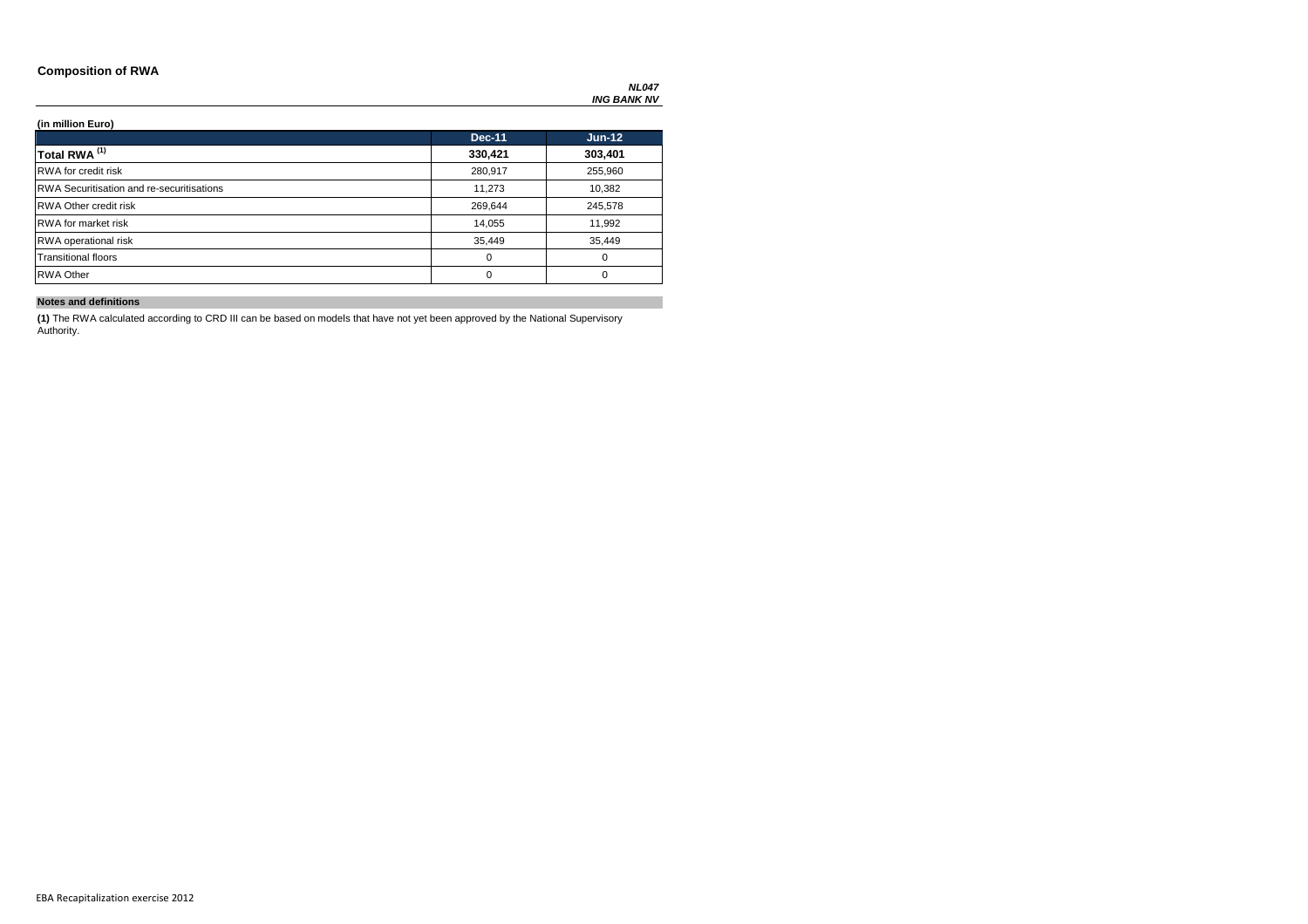## Composition of RWA

***NL047***
***ING BANK NV***

**(in million Euro)**

| | Dec-11 | Jun-12 |
|---|---|---|
| **Total RWA [(1)]** | **330,421** | **303,401** |
| RWA for credit risk | 280,917 | 255,960 |
| RWA Securitisation and re-securitisations | 11,273 | 10,382 |
| RWA Other credit risk | 269,644 | 245,578 |
| RWA for market risk | 14,055 | 11,992 |
| RWA operational risk | 35,449 | 35,449 |
| Transitional floors | 0 | 0 |
| RWA Other | 0 | 0 |

**Notes and definitions**

**(1)** The RWA calculated according to CRD III can be based on models that have not yet been approved by the National Supervisory Authority.

EBA Recapitalization exercise 2012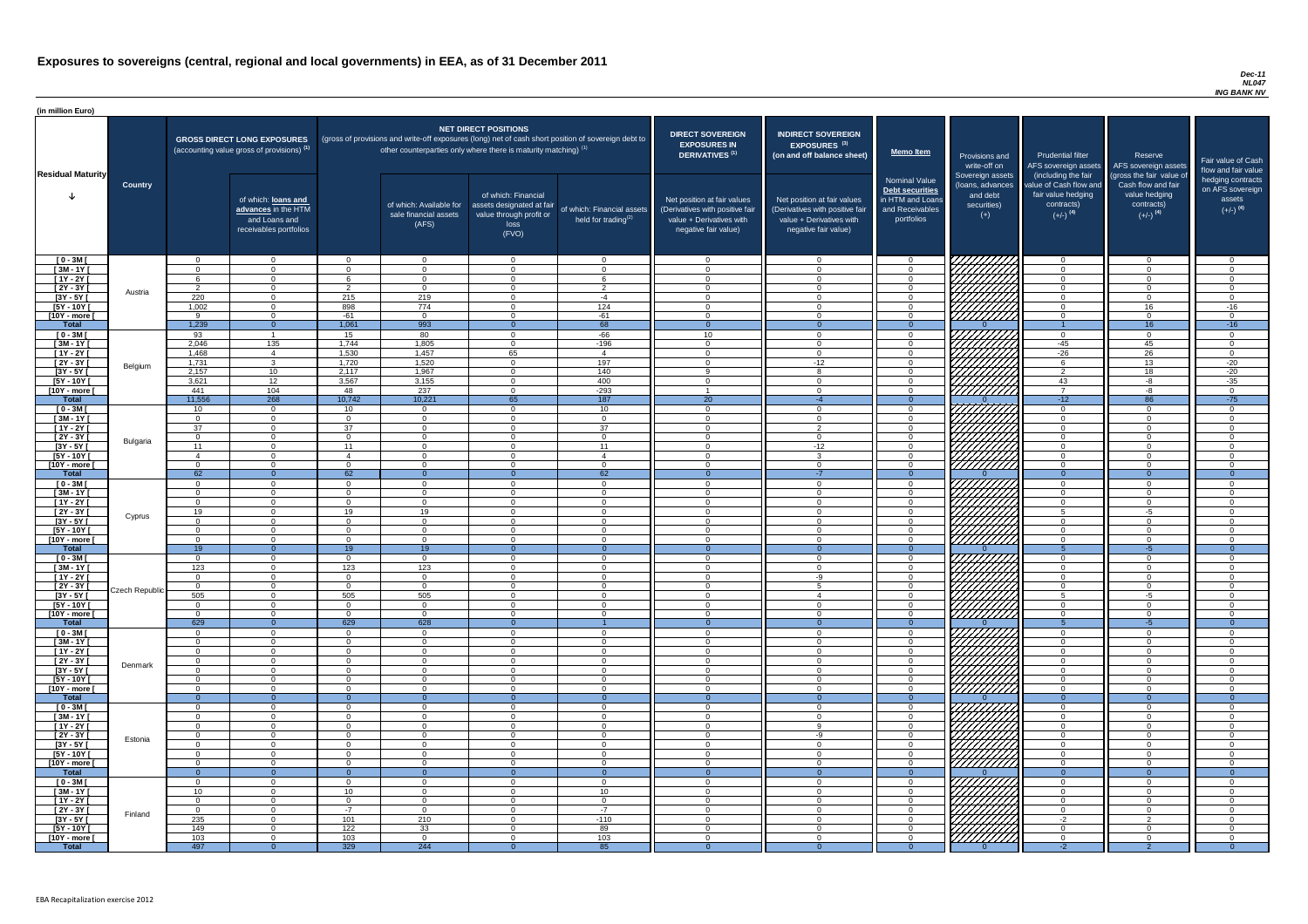# Exposures to sovereigns (central, regional and local governments) in EEA, as of 31 December 2011

*Dec-11*
*NL047*
*ING BANK NV*

(in million Euro)

| Residual Maturity | Country | GROSS DIRECT LONG EXPOSURES (accounting value gross of provisions) (1) | of which: loans and advances in the HTM and Loans and receivables portfolios | NET DIRECT POSITIONS (gross of provisions and write-off exposures (long) net of cash short position of sovereign debt to other counterparties only where there is maturity matching) (1) | of which: Available for sale financial assets (AFS) | of which: Financial assets designated at fair value through profit or loss (FVO) | of which: Financial assets held for trading(2) | DIRECT SOVEREIGN EXPOSURES IN DERIVATIVES (1) Net position at fair values (Derivatives with positive fair value + Derivatives with negative fair value) | INDIRECT SOVEREIGN EXPOSURES (3) (on and off balance sheet) Net position at fair values (Derivatives with positive fair value + Derivatives with negative fair value) | Memo Item: Nominal Value Debt securities in HTM and Loans and Receivables portfolios | Provisions and write-off on Sovereign assets (loans, advances and debt securities) (+) | Prudential filter AFS sovereign assets (including the fair value of Cash flow and fair value hedging contracts) (+/-) (4) | Reserve AFS sovereign assets (gross the fair value of Cash flow and fair value hedging contracts) (+/-) (4) | Fair value of Cash flow and fair value hedging contracts on AFS sovereign assets (+/-) (4) |
|---|---|---|---|---|---|---|---|---|---|---|---|---|---|---|
| [ 0 - 3M [ | Austria | 0 | 0 | 0 | 0 | 0 | 0 | 0 | 0 | 0 | | 0 | 0 | 0 |
| [ 3M - 1Y [ | | 0 | 0 | 0 | 0 | 0 | 0 | 0 | 0 | 0 | | 0 | 0 | 0 |
| [ 1Y - 2Y [ | | 6 | 0 | 6 | 0 | 0 | 6 | 0 | 0 | 0 | | 0 | 0 | 0 |
| [ 2Y - 3Y [ | | 2 | 0 | 2 | 0 | 0 | 2 | 0 | 0 | 0 | | 0 | 0 | 0 |
| [3Y - 5Y [ | | 220 | 0 | 215 | 219 | 0 | -4 | 0 | 0 | 0 | | 0 | 0 | 0 |
| [5Y - 10Y [ | | 1,002 | 0 | 898 | 774 | 0 | 124 | 0 | 0 | 0 | | 0 | 16 | -16 |
| [10Y - more [ | | 9 | 0 | -61 | 0 | 0 | -61 | 0 | 0 | 0 | | 0 | 0 | 0 |
| **Total** | | 1,239 | 0 | 1,061 | 993 | 0 | 68 | 0 | 0 | 0 | 0 | 1 | 16 | -16 |
| [ 0 - 3M [ | Belgium | 93 | 1 | 15 | 80 | 0 | -66 | 10 | 0 | 0 | | 0 | 0 | 0 |
| [ 3M - 1Y [ | | 2,046 | 135 | 1,744 | 1,805 | 0 | -196 | 0 | 0 | 0 | | -45 | 45 | 0 |
| [ 1Y - 2Y [ | | 1,468 | 4 | 1,530 | 1,457 | 65 | 4 | 0 | 0 | 0 | | -26 | 26 | 0 |
| [ 2Y - 3Y [ | | 1,731 | 3 | 1,720 | 1,520 | 0 | 197 | 0 | -12 | 0 | | 6 | 13 | -20 |
| [3Y - 5Y [ | | 2,157 | 10 | 2,117 | 1,967 | 0 | 140 | 9 | 8 | 0 | | 2 | 18 | -20 |
| [5Y - 10Y [ | | 3,621 | 12 | 3,567 | 3,155 | 0 | 400 | 0 | 0 | 0 | | 43 | -8 | -35 |
| [10Y - more [ | | 441 | 104 | 48 | 237 | 0 | -293 | 1 | 0 | 0 | | 7 | -8 | 0 |
| **Total** | | 11,556 | 268 | 10,742 | 10,221 | 65 | 187 | 20 | -4 | 0 | 0 | -12 | 86 | -75 |
| [ 0 - 3M [ | Bulgaria | 10 | 0 | 10 | 0 | 0 | 10 | 0 | 0 | 0 | | 0 | 0 | 0 |
| [ 3M - 1Y [ | | 0 | 0 | 0 | 0 | 0 | 0 | 0 | 0 | 0 | | 0 | 0 | 0 |
| [ 1Y - 2Y [ | | 37 | 0 | 37 | 0 | 0 | 37 | 0 | 2 | 0 | | 0 | 0 | 0 |
| [ 2Y - 3Y [ | | 0 | 0 | 0 | 0 | 0 | 0 | 0 | 0 | 0 | | 0 | 0 | 0 |
| [3Y - 5Y [ | | 11 | 0 | 11 | 0 | 0 | 11 | 0 | -12 | 0 | | 0 | 0 | 0 |
| [5Y - 10Y [ | | 4 | 0 | 4 | 0 | 0 | 4 | 0 | 3 | 0 | | 0 | 0 | 0 |
| [10Y - more [ | | 0 | 0 | 0 | 0 | 0 | 0 | 0 | 0 | 0 | | 0 | 0 | 0 |
| **Total** | | 62 | 0 | 62 | 0 | 0 | 62 | 0 | -7 | 0 | 0 | 0 | 0 | 0 |
| [ 0 - 3M [ | Cyprus | 0 | 0 | 0 | 0 | 0 | 0 | 0 | 0 | 0 | | 0 | 0 | 0 |
| [ 3M - 1Y [ | | 0 | 0 | 0 | 0 | 0 | 0 | 0 | 0 | 0 | | 0 | 0 | 0 |
| [ 1Y - 2Y [ | | 0 | 0 | 0 | 0 | 0 | 0 | 0 | 0 | 0 | | 0 | 0 | 0 |
| [ 2Y - 3Y [ | | 19 | 0 | 19 | 19 | 0 | 0 | 0 | 0 | 0 | | 5 | -5 | 0 |
| [3Y - 5Y [ | | 0 | 0 | 0 | 0 | 0 | 0 | 0 | 0 | 0 | | 0 | 0 | 0 |
| [5Y - 10Y [ | | 0 | 0 | 0 | 0 | 0 | 0 | 0 | 0 | 0 | | 0 | 0 | 0 |
| [10Y - more [ | | 0 | 0 | 0 | 0 | 0 | 0 | 0 | 0 | 0 | | 0 | 0 | 0 |
| **Total** | | 19 | 0 | 19 | 19 | 0 | 0 | 0 | 0 | 0 | 0 | 5 | -5 | 0 |
| [ 0 - 3M [ | Czech Republic | 0 | 0 | 0 | 0 | 0 | 0 | 0 | 0 | 0 | | 0 | 0 | 0 |
| [ 3M - 1Y [ | | 123 | 0 | 123 | 123 | 0 | 0 | 0 | 0 | 0 | | 0 | 0 | 0 |
| [ 1Y - 2Y [ | | 0 | 0 | 0 | 0 | 0 | 0 | 0 | -9 | 0 | | 0 | 0 | 0 |
| [ 2Y - 3Y [ | | 0 | 0 | 0 | 0 | 0 | 0 | 0 | 5 | 0 | | 0 | 0 | 0 |
| [3Y - 5Y [ | | 505 | 0 | 505 | 505 | 0 | 0 | 0 | 4 | 0 | | 5 | -5 | 0 |
| [5Y - 10Y [ | | 0 | 0 | 0 | 0 | 0 | 0 | 0 | 0 | 0 | | 0 | 0 | 0 |
| [10Y - more [ | | 0 | 0 | 0 | 0 | 0 | 0 | 0 | 0 | 0 | | 0 | 0 | 0 |
| **Total** | | 629 | 0 | 629 | 628 | 0 | 1 | 0 | 0 | 0 | 0 | 5 | -5 | 0 |
| [ 0 - 3M [ | Denmark | 0 | 0 | 0 | 0 | 0 | 0 | 0 | 0 | 0 | | 0 | 0 | 0 |
| [ 3M - 1Y [ | | 0 | 0 | 0 | 0 | 0 | 0 | 0 | 0 | 0 | | 0 | 0 | 0 |
| [ 1Y - 2Y [ | | 0 | 0 | 0 | 0 | 0 | 0 | 0 | 0 | 0 | | 0 | 0 | 0 |
| [ 2Y - 3Y [ | | 0 | 0 | 0 | 0 | 0 | 0 | 0 | 0 | 0 | | 0 | 0 | 0 |
| [3Y - 5Y [ | | 0 | 0 | 0 | 0 | 0 | 0 | 0 | 0 | 0 | | 0 | 0 | 0 |
| [5Y - 10Y [ | | 0 | 0 | 0 | 0 | 0 | 0 | 0 | 0 | 0 | | 0 | 0 | 0 |
| [10Y - more [ | | 0 | 0 | 0 | 0 | 0 | 0 | 0 | 0 | 0 | | 0 | 0 | 0 |
| **Total** | | 0 | 0 | 0 | 0 | 0 | 0 | 0 | 0 | 0 | 0 | 0 | 0 | 0 |
| [ 0 - 3M [ | Estonia | 0 | 0 | 0 | 0 | 0 | 0 | 0 | 0 | 0 | | 0 | 0 | 0 |
| [ 3M - 1Y [ | | 0 | 0 | 0 | 0 | 0 | 0 | 0 | 0 | 0 | | 0 | 0 | 0 |
| [ 1Y - 2Y [ | | 0 | 0 | 0 | 0 | 0 | 0 | 0 | 9 | 0 | | 0 | 0 | 0 |
| [ 2Y - 3Y [ | | 0 | 0 | 0 | 0 | 0 | 0 | 0 | -9 | 0 | | 0 | 0 | 0 |
| [3Y - 5Y [ | | 0 | 0 | 0 | 0 | 0 | 0 | 0 | 0 | 0 | | 0 | 0 | 0 |
| [5Y - 10Y [ | | 0 | 0 | 0 | 0 | 0 | 0 | 0 | 0 | 0 | | 0 | 0 | 0 |
| [10Y - more [ | | 0 | 0 | 0 | 0 | 0 | 0 | 0 | 0 | 0 | | 0 | 0 | 0 |
| **Total** | | 0 | 0 | 0 | 0 | 0 | 0 | 0 | 0 | 0 | 0 | 0 | 0 | 0 |
| [ 0 - 3M [ | Finland | 0 | 0 | 0 | 0 | 0 | 0 | 0 | 0 | 0 | | 0 | 0 | 0 |
| [ 3M - 1Y [ | | 10 | 0 | 10 | 0 | 0 | 10 | 0 | 0 | 0 | | 0 | 0 | 0 |
| [ 1Y - 2Y [ | | 0 | 0 | 0 | 0 | 0 | 0 | 0 | 0 | 0 | | 0 | 0 | 0 |
| [ 2Y - 3Y [ | | 0 | 0 | -7 | 0 | 0 | -7 | 0 | 0 | 0 | | 0 | 0 | 0 |
| [3Y - 5Y [ | | 235 | 0 | 101 | 210 | 0 | -110 | 0 | 0 | 0 | | -2 | 2 | 0 |
| [5Y - 10Y [ | | 149 | 0 | 122 | 33 | 0 | 89 | 0 | 0 | 0 | | 0 | 0 | 0 |
| [10Y - more [ | | 103 | 0 | 103 | 0 | 0 | 103 | 0 | 0 | 0 | | 0 | 0 | 0 |
| **Total** | | 497 | 0 | 329 | 244 | 0 | 85 | 0 | 0 | 0 | 0 | -2 | 2 | 0 |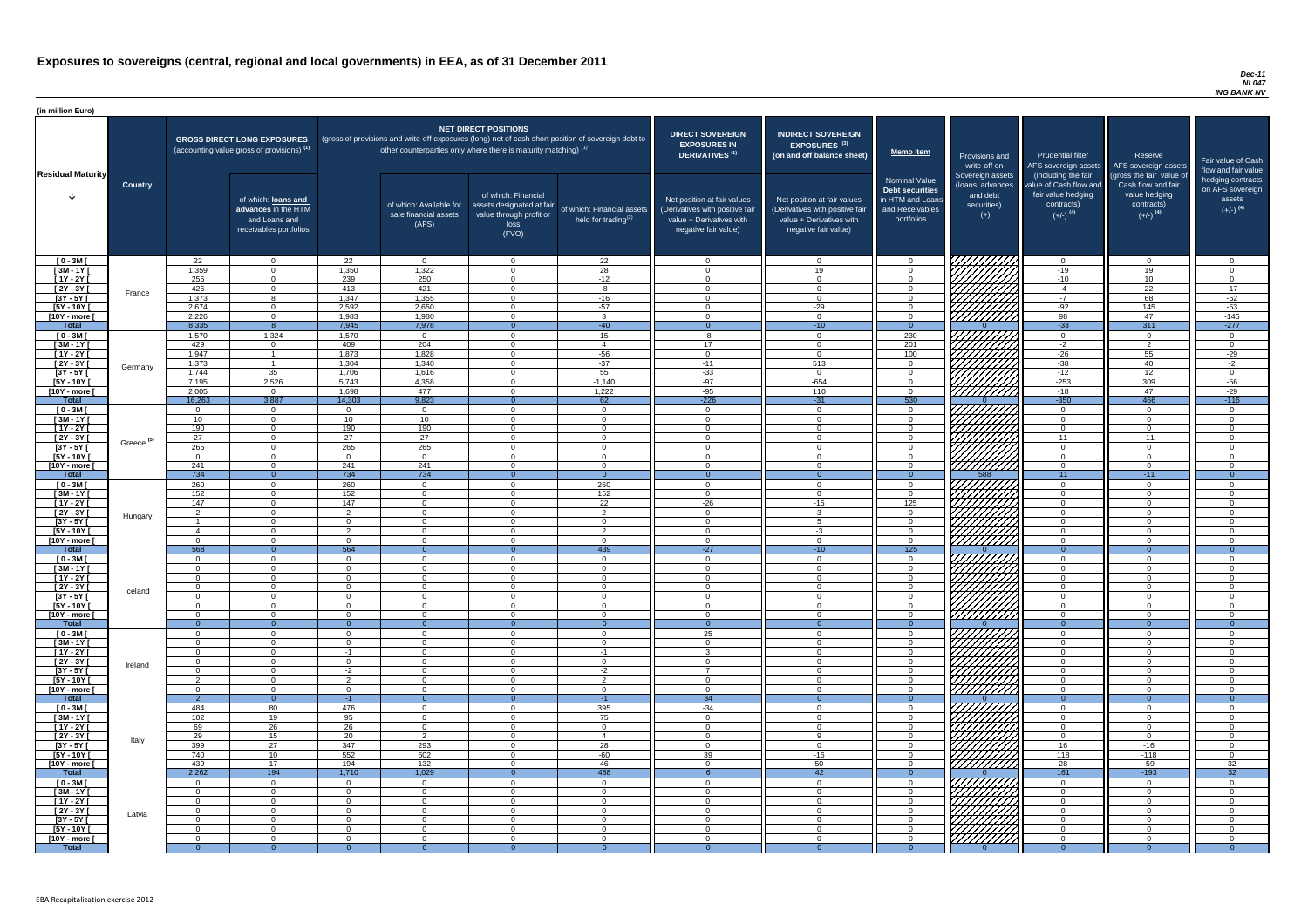# Exposures to sovereigns (central, regional and local governments) in EEA, as of 31 December 2011

*Dec-11*
*NL047*
*ING BANK NV*

(in million Euro)

| Residual Maturity | Country | GROSS DIRECT LONG EXPOSURES (accounting value gross of provisions) (1) | of which: loans and advances in the HTM and Loans and receivables portfolios | NET DIRECT POSITIONS (gross of provisions and write-off exposures (long) net of cash short position of sovereign debt to other counterparties only where there is maturity matching) (1) | of which: Available for sale financial assets (AFS) | of which: Financial assets designated at fair value through profit or loss (FVO) | of which: Financial assets held for trading(2) | DIRECT SOVEREIGN EXPOSURES IN DERIVATIVES (1) Net position at fair values (Derivatives with positive fair value + Derivatives with negative fair value) | INDIRECT SOVEREIGN EXPOSURES (3) (on and off balance sheet) Net position at fair values (Derivatives with positive fair value + Derivatives with negative fair value) | Memo Item: Nominal Value Debt securities in HTM and Loans and Receivables portfolios | Provisions and write-off on Sovereign assets (loans, advances and debt securities) (+) | Prudential filter AFS sovereign assets (including the fair value of Cash flow and fair value hedging contracts) (+/-) (4) | Reserve AFS sovereign assets (gross the fair value of Cash flow and fair value hedging contracts) (+/-) (4) | Fair value of Cash flow and fair value hedging contracts on AFS sovereign assets (+/-) (4) |
|---|---|---|---|---|---|---|---|---|---|---|---|---|---|---|
| [ 0 - 3M [ | France | 22 | 0 | 22 | 0 | 0 | 22 | 0 | 0 | 0 | | 0 | 0 | 0 |
| [ 3M - 1Y [ | | 1,359 | 0 | 1,350 | 1,322 | 0 | 28 | 0 | 19 | 0 | | -19 | 19 | 0 |
| [ 1Y - 2Y [ | | 255 | 0 | 239 | 250 | 0 | -12 | 0 | 0 | 0 | | -10 | 10 | 0 |
| [ 2Y - 3Y [ | | 426 | 0 | 413 | 421 | 0 | -8 | 0 | 0 | 0 | | -4 | 22 | -17 |
| [3Y - 5Y [ | | 1,373 | 8 | 1,347 | 1,355 | 0 | -16 | 0 | 0 | 0 | | -7 | 68 | -62 |
| [5Y - 10Y [ | | 2,674 | 0 | 2,592 | 2,650 | 0 | -57 | 0 | -29 | 0 | | -92 | 145 | -53 |
| [10Y - more [ | | 2,226 | 0 | 1,983 | 1,980 | 0 | 3 | 0 | 0 | 0 | | 98 | 47 | -145 |
| **Total** | | 8,335 | 8 | 7,945 | 7,978 | 0 | -40 | 0 | -10 | 0 | 0 | -33 | 311 | -277 |
| [ 0 - 3M [ | Germany | 1,570 | 1,324 | 1,570 | 0 | 0 | 15 | -8 | 0 | 230 | | 0 | 0 | 0 |
| [ 3M - 1Y [ | | 429 | 0 | 409 | 204 | 0 | 4 | 17 | 0 | 201 | | -2 | 2 | 0 |
| [ 1Y - 2Y [ | | 1,947 | 1 | 1,873 | 1,828 | 0 | -56 | 0 | 0 | 100 | | -26 | 55 | -29 |
| [ 2Y - 3Y [ | | 1,373 | 1 | 1,304 | 1,340 | 0 | -37 | -11 | 513 | 0 | | -38 | 40 | -2 |
| [3Y - 5Y [ | | 1,744 | 35 | 1,706 | 1,616 | 0 | 55 | -33 | 0 | 0 | | -12 | 12 | 0 |
| [5Y - 10Y [ | | 7,195 | 2,526 | 5,743 | 4,358 | 0 | -1,140 | -97 | -654 | 0 | | -253 | 309 | -56 |
| [10Y - more [ | | 2,005 | 0 | 1,698 | 477 | 0 | 1,222 | -95 | 110 | 0 | | -18 | 47 | -29 |
| **Total** | | 16,263 | 3,887 | 14,303 | 9,823 | 0 | 62 | -226 | -31 | 530 | 0 | -350 | 466 | -116 |
| [ 0 - 3M [ | Greece (5) | 0 | 0 | 0 | 0 | 0 | 0 | 0 | 0 | 0 | | 0 | 0 | 0 |
| [ 3M - 1Y [ | | 10 | 0 | 10 | 10 | 0 | 0 | 0 | 0 | 0 | | 0 | 0 | 0 |
| [ 1Y - 2Y [ | | 190 | 0 | 190 | 190 | 0 | 0 | 0 | 0 | 0 | | 0 | 0 | 0 |
| [ 2Y - 3Y [ | | 27 | 0 | 27 | 27 | 0 | 0 | 0 | 0 | 0 | | 11 | -11 | 0 |
| [3Y - 5Y [ | | 265 | 0 | 265 | 265 | 0 | 0 | 0 | 0 | 0 | | 0 | 0 | 0 |
| [5Y - 10Y [ | | 0 | 0 | 0 | 0 | 0 | 0 | 0 | 0 | 0 | | 0 | 0 | 0 |
| [10Y - more [ | | 241 | 0 | 241 | 241 | 0 | 0 | 0 | 0 | 0 | | 0 | 0 | 0 |
| **Total** | | 734 | 0 | 734 | 734 | 0 | 0 | 0 | 0 | 0 | 588 | 11 | -11 | 0 |
| [ 0 - 3M [ | Hungary | 260 | 0 | 260 | 0 | 0 | 260 | 0 | 0 | 0 | | 0 | 0 | 0 |
| [ 3M - 1Y [ | | 152 | 0 | 152 | 0 | 0 | 152 | 0 | 0 | 0 | | 0 | 0 | 0 |
| [ 1Y - 2Y [ | | 147 | 0 | 147 | 0 | 0 | 22 | -26 | -15 | 125 | | 0 | 0 | 0 |
| [ 2Y - 3Y [ | | 2 | 0 | 2 | 0 | 0 | 2 | 0 | 3 | 0 | | 0 | 0 | 0 |
| [3Y - 5Y [ | | 1 | 0 | 0 | 0 | 0 | 0 | 0 | 5 | 0 | | 0 | 0 | 0 |
| [5Y - 10Y [ | | 4 | 0 | 2 | 0 | 0 | 2 | 0 | -3 | 0 | | 0 | 0 | 0 |
| [10Y - more [ | | 0 | 0 | 0 | 0 | 0 | 0 | 0 | 0 | 0 | | 0 | 0 | 0 |
| **Total** | | 568 | 0 | 564 | 0 | 0 | 439 | -27 | -10 | 125 | 0 | 0 | 0 | 0 |
| [ 0 - 3M [ | Iceland | 0 | 0 | 0 | 0 | 0 | 0 | 0 | 0 | 0 | | 0 | 0 | 0 |
| [ 3M - 1Y [ | | 0 | 0 | 0 | 0 | 0 | 0 | 0 | 0 | 0 | | 0 | 0 | 0 |
| [ 1Y - 2Y [ | | 0 | 0 | 0 | 0 | 0 | 0 | 0 | 0 | 0 | | 0 | 0 | 0 |
| [ 2Y - 3Y [ | | 0 | 0 | 0 | 0 | 0 | 0 | 0 | 0 | 0 | | 0 | 0 | 0 |
| [3Y - 5Y [ | | 0 | 0 | 0 | 0 | 0 | 0 | 0 | 0 | 0 | | 0 | 0 | 0 |
| [5Y - 10Y [ | | 0 | 0 | 0 | 0 | 0 | 0 | 0 | 0 | 0 | | 0 | 0 | 0 |
| [10Y - more [ | | 0 | 0 | 0 | 0 | 0 | 0 | 0 | 0 | 0 | | 0 | 0 | 0 |
| **Total** | | 0 | 0 | 0 | 0 | 0 | 0 | 0 | 0 | 0 | 0 | 0 | 0 | 0 |
| [ 0 - 3M [ | Ireland | 0 | 0 | 0 | 0 | 0 | 0 | 25 | 0 | 0 | | 0 | 0 | 0 |
| [ 3M - 1Y [ | | 0 | 0 | 0 | 0 | 0 | 0 | 0 | 0 | 0 | | 0 | 0 | 0 |
| [ 1Y - 2Y [ | | 0 | 0 | -1 | 0 | 0 | -1 | 3 | 0 | 0 | | 0 | 0 | 0 |
| [ 2Y - 3Y [ | | 0 | 0 | 0 | 0 | 0 | 0 | 0 | 0 | 0 | | 0 | 0 | 0 |
| [3Y - 5Y [ | | 0 | 0 | -2 | 0 | 0 | -2 | 7 | 0 | 0 | | 0 | 0 | 0 |
| [5Y - 10Y [ | | 2 | 0 | 2 | 0 | 0 | 2 | 0 | 0 | 0 | | 0 | 0 | 0 |
| [10Y - more [ | | 0 | 0 | 0 | 0 | 0 | 0 | 0 | 0 | 0 | | 0 | 0 | 0 |
| **Total** | | 2 | 0 | -1 | 0 | 0 | -1 | 34 | 0 | 0 | 0 | 0 | 0 | 0 |
| [ 0 - 3M [ | Italy | 484 | 80 | 476 | 0 | 0 | 395 | -34 | 0 | 0 | | 0 | 0 | 0 |
| [ 3M - 1Y [ | | 102 | 19 | 95 | 0 | 0 | 75 | 0 | 0 | 0 | | 0 | 0 | 0 |
| [ 1Y - 2Y [ | | 69 | 26 | 26 | 0 | 0 | 0 | 0 | 0 | 0 | | 0 | 0 | 0 |
| [ 2Y - 3Y [ | | 29 | 15 | 20 | 2 | 0 | 4 | 0 | 9 | 0 | | 0 | 0 | 0 |
| [3Y - 5Y [ | | 399 | 27 | 347 | 293 | 0 | 28 | 0 | 0 | 0 | | 16 | -16 | 0 |
| [5Y - 10Y [ | | 740 | 10 | 552 | 602 | 0 | -60 | 39 | -16 | 0 | | 118 | -118 | 0 |
| [10Y - more [ | | 439 | 17 | 194 | 132 | 0 | 46 | 0 | 50 | 0 | | 28 | -59 | 32 |
| **Total** | | 2,262 | 194 | 1,710 | 1,029 | 0 | 488 | 6 | 42 | 0 | 0 | 161 | -193 | 32 |
| [ 0 - 3M [ | Latvia | 0 | 0 | 0 | 0 | 0 | 0 | 0 | 0 | 0 | | 0 | 0 | 0 |
| [ 3M - 1Y [ | | 0 | 0 | 0 | 0 | 0 | 0 | 0 | 0 | 0 | | 0 | 0 | 0 |
| [ 1Y - 2Y [ | | 0 | 0 | 0 | 0 | 0 | 0 | 0 | 0 | 0 | | 0 | 0 | 0 |
| [ 2Y - 3Y [ | | 0 | 0 | 0 | 0 | 0 | 0 | 0 | 0 | 0 | | 0 | 0 | 0 |
| [3Y - 5Y [ | | 0 | 0 | 0 | 0 | 0 | 0 | 0 | 0 | 0 | | 0 | 0 | 0 |
| [5Y - 10Y [ | | 0 | 0 | 0 | 0 | 0 | 0 | 0 | 0 | 0 | | 0 | 0 | 0 |
| [10Y - more [ | | 0 | 0 | 0 | 0 | 0 | 0 | 0 | 0 | 0 | | 0 | 0 | 0 |
| **Total** | | 0 | 0 | 0 | 0 | 0 | 0 | 0 | 0 | 0 | 0 | 0 | 0 | 0 |

EBA Recapitalization exercise 2012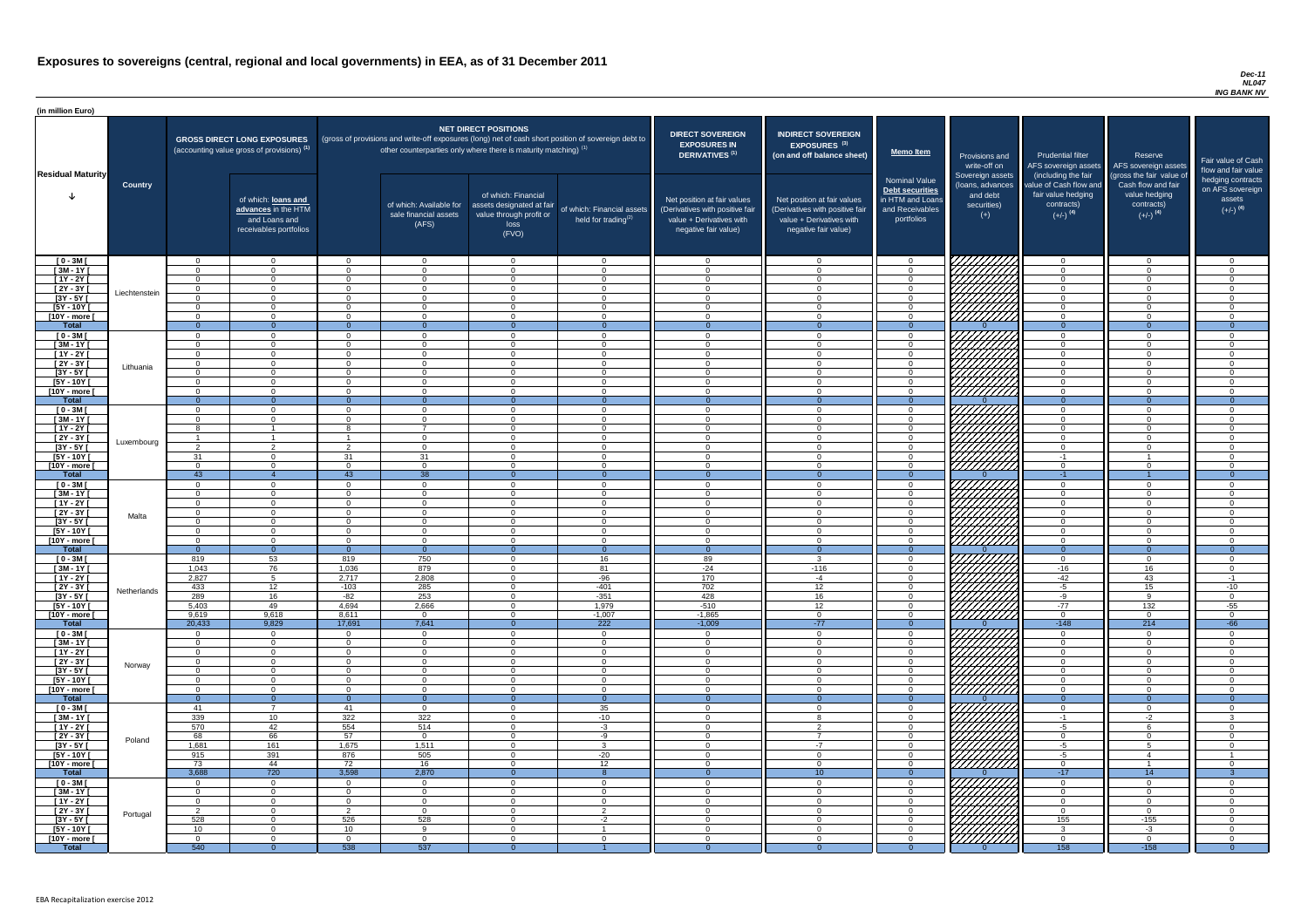# Exposures to sovereigns (central, regional and local governments) in EEA, as of 31 December 2011

*Dec-11*
*NL047*
*ING BANK NV*

(in million Euro)

| Residual Maturity | Country | GROSS DIRECT LONG EXPOSURES (accounting value gross of provisions) (1) | of which: loans and advances in the HTM and Loans and receivables portfolios | NET DIRECT POSITIONS (gross of provisions and write-off exposures (long) net of cash short position of sovereign debt to other counterparties only where there is maturity matching) (1) | of which: Available for sale financial assets (AFS) | of which: Financial assets designated at fair value through profit or loss (FVO) | of which: Financial assets held for trading(2) | DIRECT SOVEREIGN EXPOSURES IN DERIVATIVES (1) Net position at fair values (Derivatives with positive fair value + Derivatives with negative fair value) | INDIRECT SOVEREIGN EXPOSURES (3) (on and off balance sheet) Net position at fair values (Derivatives with positive fair value + Derivatives with negative fair value) | Memo Item: Nominal Value Debt securities in HTM and Loans and Receivables portfolios | Provisions and write-off on Sovereign assets (loans, advances and debt securities) (+) | Prudential filter AFS sovereign assets (including the fair value of Cash flow and fair value hedging contracts) (+/-) (4) | Reserve AFS sovereign assets (gross the fair value of Cash flow and fair value hedging contracts) (+/-) (4) | Fair value of Cash flow and fair value hedging contracts on AFS sovereign assets (+/-) (4) |
|---|---|---|---|---|---|---|---|---|---|---|---|---|---|---|
| [ 0 - 3M [ | Liechtenstein | 0 | 0 | 0 | 0 | 0 | 0 | 0 | 0 | 0 | | 0 | 0 | 0 |
| [ 3M - 1Y [ | | 0 | 0 | 0 | 0 | 0 | 0 | 0 | 0 | 0 | | 0 | 0 | 0 |
| [ 1Y - 2Y [ | | 0 | 0 | 0 | 0 | 0 | 0 | 0 | 0 | 0 | | 0 | 0 | 0 |
| [ 2Y - 3Y [ | | 0 | 0 | 0 | 0 | 0 | 0 | 0 | 0 | 0 | | 0 | 0 | 0 |
| [3Y - 5Y [ | | 0 | 0 | 0 | 0 | 0 | 0 | 0 | 0 | 0 | | 0 | 0 | 0 |
| [5Y - 10Y [ | | 0 | 0 | 0 | 0 | 0 | 0 | 0 | 0 | 0 | | 0 | 0 | 0 |
| [10Y - more [ | | 0 | 0 | 0 | 0 | 0 | 0 | 0 | 0 | 0 | | 0 | 0 | 0 |
| **Total** | | 0 | 0 | 0 | 0 | 0 | 0 | 0 | 0 | 0 | 0 | 0 | 0 | 0 |
| [ 0 - 3M [ | Lithuania | 0 | 0 | 0 | 0 | 0 | 0 | 0 | 0 | 0 | | 0 | 0 | 0 |
| [ 3M - 1Y [ | | 0 | 0 | 0 | 0 | 0 | 0 | 0 | 0 | 0 | | 0 | 0 | 0 |
| [ 1Y - 2Y [ | | 0 | 0 | 0 | 0 | 0 | 0 | 0 | 0 | 0 | | 0 | 0 | 0 |
| [ 2Y - 3Y [ | | 0 | 0 | 0 | 0 | 0 | 0 | 0 | 0 | 0 | | 0 | 0 | 0 |
| [3Y - 5Y [ | | 0 | 0 | 0 | 0 | 0 | 0 | 0 | 0 | 0 | | 0 | 0 | 0 |
| [5Y - 10Y [ | | 0 | 0 | 0 | 0 | 0 | 0 | 0 | 0 | 0 | | 0 | 0 | 0 |
| [10Y - more [ | | 0 | 0 | 0 | 0 | 0 | 0 | 0 | 0 | 0 | | 0 | 0 | 0 |
| **Total** | | 0 | 0 | 0 | 0 | 0 | 0 | 0 | 0 | 0 | 0 | 0 | 0 | 0 |
| [ 0 - 3M [ | Luxembourg | 0 | 0 | 0 | 0 | 0 | 0 | 0 | 0 | 0 | | 0 | 0 | 0 |
| [ 3M - 1Y [ | | 0 | 0 | 0 | 0 | 0 | 0 | 0 | 0 | 0 | | 0 | 0 | 0 |
| [ 1Y - 2Y [ | | 8 | 1 | 8 | 7 | 0 | 0 | 0 | 0 | 0 | | 0 | 0 | 0 |
| [ 2Y - 3Y [ | | 1 | 1 | 1 | 0 | 0 | 0 | 0 | 0 | 0 | | 0 | 0 | 0 |
| [3Y - 5Y [ | | 2 | 2 | 2 | 0 | 0 | 0 | 0 | 0 | 0 | | 0 | 0 | 0 |
| [5Y - 10Y [ | | 31 | 0 | 31 | 31 | 0 | 0 | 0 | 0 | 0 | | -1 | 1 | 0 |
| [10Y - more [ | | 0 | 0 | 0 | 0 | 0 | 0 | 0 | 0 | 0 | | 0 | 0 | 0 |
| **Total** | | 43 | 4 | 43 | 38 | 0 | 0 | 0 | 0 | 0 | 0 | -1 | 1 | 0 |
| [ 0 - 3M [ | Malta | 0 | 0 | 0 | 0 | 0 | 0 | 0 | 0 | 0 | | 0 | 0 | 0 |
| [ 3M - 1Y [ | | 0 | 0 | 0 | 0 | 0 | 0 | 0 | 0 | 0 | | 0 | 0 | 0 |
| [ 1Y - 2Y [ | | 0 | 0 | 0 | 0 | 0 | 0 | 0 | 0 | 0 | | 0 | 0 | 0 |
| [ 2Y - 3Y [ | | 0 | 0 | 0 | 0 | 0 | 0 | 0 | 0 | 0 | | 0 | 0 | 0 |
| [3Y - 5Y [ | | 0 | 0 | 0 | 0 | 0 | 0 | 0 | 0 | 0 | | 0 | 0 | 0 |
| [5Y - 10Y [ | | 0 | 0 | 0 | 0 | 0 | 0 | 0 | 0 | 0 | | 0 | 0 | 0 |
| [10Y - more [ | | 0 | 0 | 0 | 0 | 0 | 0 | 0 | 0 | 0 | | 0 | 0 | 0 |
| **Total** | | 0 | 0 | 0 | 0 | 0 | 0 | 0 | 0 | 0 | 0 | 0 | 0 | 0 |
| [ 0 - 3M [ | Netherlands | 819 | 53 | 819 | 750 | 0 | 16 | 89 | 3 | 0 | | 0 | 0 | 0 |
| [ 3M - 1Y [ | | 1,043 | 76 | 1,036 | 879 | 0 | 81 | -24 | -116 | 0 | | -16 | 16 | 0 |
| [ 1Y - 2Y [ | | 2,827 | 5 | 2,717 | 2,808 | 0 | -96 | 170 | -4 | 0 | | -42 | 43 | -1 |
| [ 2Y - 3Y [ | | 433 | 12 | -103 | 285 | 0 | -401 | 702 | 12 | 0 | | -5 | 15 | -10 |
| [3Y - 5Y [ | | 289 | 16 | -82 | 253 | 0 | -351 | 428 | 16 | 0 | | -9 | 9 | 0 |
| [5Y - 10Y [ | | 5,403 | 49 | 4,694 | 2,666 | 0 | 1,979 | -510 | 12 | 0 | | -77 | 132 | -55 |
| [10Y - more [ | | 9,619 | 9,618 | 8,611 | 0 | 0 | -1,007 | -1,865 | 0 | 0 | | 0 | 0 | 0 |
| **Total** | | 20,433 | 9,829 | 17,691 | 7,641 | 0 | 222 | -1,009 | -77 | 0 | 0 | -148 | 214 | -66 |
| [ 0 - 3M [ | Norway | 0 | 0 | 0 | 0 | 0 | 0 | 0 | 0 | 0 | | 0 | 0 | 0 |
| [ 3M - 1Y [ | | 0 | 0 | 0 | 0 | 0 | 0 | 0 | 0 | 0 | | 0 | 0 | 0 |
| [ 1Y - 2Y [ | | 0 | 0 | 0 | 0 | 0 | 0 | 0 | 0 | 0 | | 0 | 0 | 0 |
| [ 2Y - 3Y [ | | 0 | 0 | 0 | 0 | 0 | 0 | 0 | 0 | 0 | | 0 | 0 | 0 |
| [3Y - 5Y [ | | 0 | 0 | 0 | 0 | 0 | 0 | 0 | 0 | 0 | | 0 | 0 | 0 |
| [5Y - 10Y [ | | 0 | 0 | 0 | 0 | 0 | 0 | 0 | 0 | 0 | | 0 | 0 | 0 |
| [10Y - more [ | | 0 | 0 | 0 | 0 | 0 | 0 | 0 | 0 | 0 | | 0 | 0 | 0 |
| **Total** | | 0 | 0 | 0 | 0 | 0 | 0 | 0 | 0 | 0 | 0 | 0 | 0 | 0 |
| [ 0 - 3M [ | Poland | 41 | 7 | 41 | 0 | 0 | 35 | 0 | 0 | 0 | | 0 | 0 | 0 |
| [ 3M - 1Y [ | | 339 | 10 | 322 | 322 | 0 | -10 | 0 | 8 | 0 | | -1 | -2 | 3 |
| [ 1Y - 2Y [ | | 570 | 42 | 554 | 514 | 0 | -3 | 0 | 2 | 0 | | -5 | 6 | 0 |
| [ 2Y - 3Y [ | | 68 | 66 | 57 | 0 | 0 | -9 | 0 | 7 | 0 | | 0 | 0 | 0 |
| [3Y - 5Y [ | | 1,681 | 161 | 1,675 | 1,511 | 0 | 3 | 0 | -7 | 0 | | -5 | 5 | 0 |
| [5Y - 10Y [ | | 915 | 391 | 876 | 505 | 0 | -20 | 0 | 0 | 0 | | -5 | 4 | 1 |
| [10Y - more [ | | 73 | 44 | 72 | 16 | 0 | 12 | 0 | 0 | 0 | | 0 | 1 | 0 |
| **Total** | | 3,688 | 720 | 3,598 | 2,870 | 0 | 8 | 0 | 10 | 0 | 0 | -17 | 14 | 3 |
| [ 0 - 3M [ | Portugal | 0 | 0 | 0 | 0 | 0 | 0 | 0 | 0 | 0 | | 0 | 0 | 0 |
| [ 3M - 1Y [ | | 0 | 0 | 0 | 0 | 0 | 0 | 0 | 0 | 0 | | 0 | 0 | 0 |
| [ 1Y - 2Y [ | | 0 | 0 | 0 | 0 | 0 | 0 | 0 | 0 | 0 | | 0 | 0 | 0 |
| [ 2Y - 3Y [ | | 2 | 0 | 2 | 0 | 0 | 2 | 0 | 0 | 0 | | 0 | 0 | 0 |
| [3Y - 5Y [ | | 528 | 0 | 526 | 528 | 0 | -2 | 0 | 0 | 0 | | 155 | -155 | 0 |
| [5Y - 10Y [ | | 10 | 0 | 10 | 9 | 0 | 1 | 0 | 0 | 0 | | 3 | -3 | 0 |
| [10Y - more [ | | 0 | 0 | 0 | 0 | 0 | 0 | 0 | 0 | 0 | | 0 | 0 | 0 |
| **Total** | | 540 | 0 | 538 | 537 | 0 | 1 | 0 | 0 | 0 | 0 | 158 | -158 | 0 |

EBA Recapitalization exercise 2012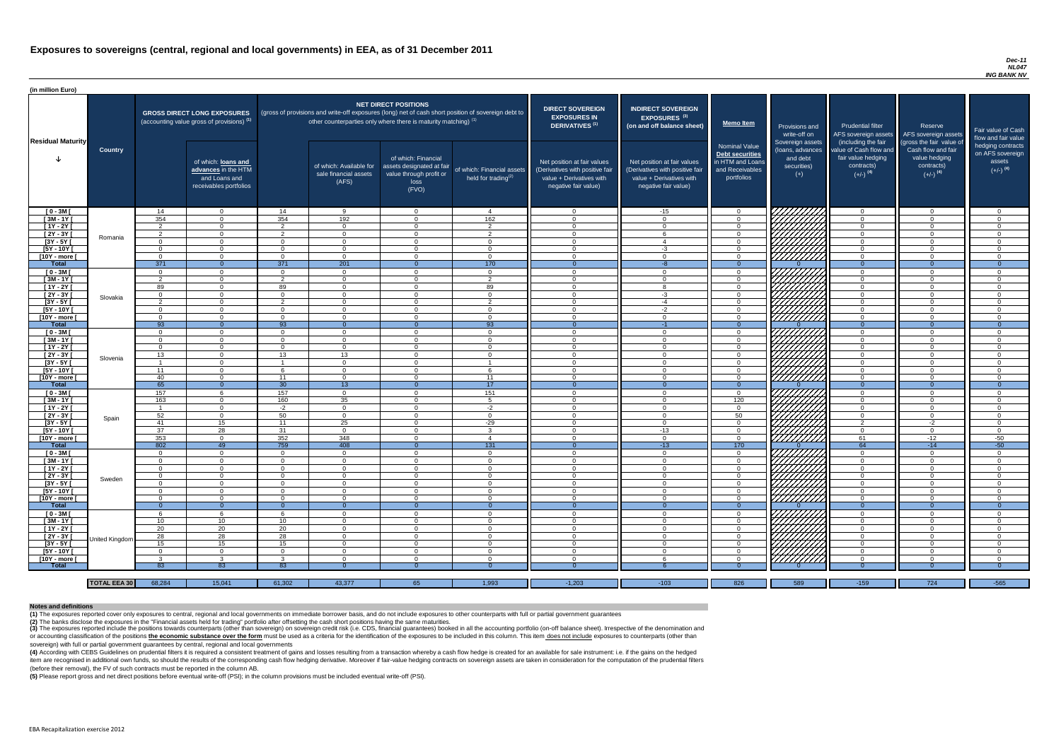# Exposures to sovereigns (central, regional and local governments) in EEA, as of 31 December 2011

*Dec-11*
*NL047*
*ING BANK NV*

(in million Euro)

| Residual Maturity | Country | GROSS DIRECT LONG EXPOSURES (accounting value gross of provisions) (1) | of which: loans and advances in the HTM and Loans and receivables portfolios | NET DIRECT POSITIONS (gross of provisions and write-off exposures (long) net of cash short position of sovereign debt to other counterparties only where there is maturity matching) (1) | of which: Available for sale financial assets (AFS) | of which: Financial assets designated at fair value through profit or loss (FVO) | of which: Financial assets held for trading(2) | DIRECT SOVEREIGN EXPOSURES IN DERIVATIVES (1) Net position at fair values (Derivatives with positive fair value + Derivatives with negative fair value) | INDIRECT SOVEREIGN EXPOSURES (3) (on and off balance sheet) Net position at fair values (Derivatives with positive fair value + Derivatives with negative fair value) | Memo Item: Nominal Value Debt securities in HTM and Loans and Receivables portfolios | Provisions and write-off on Sovereign assets (loans, advances and debt securities) (+) | Prudential filter AFS sovereign assets (including the fair value of Cash flow and fair value hedging contracts) (+/-) (4) | Reserve AFS sovereign assets (gross the fair value of Cash flow and fair value hedging contracts) (+/-) (4) | Fair value of Cash flow and fair value hedging contracts on AFS sovereign assets (+/-) (4) |
|---|---|---|---|---|---|---|---|---|---|---|---|---|---|---|
| [ 0 - 3M [ | Romania | 14 | 0 | 14 | 9 | 0 | 4 | 0 | -15 | 0 | | 0 | 0 | 0 |
| [ 3M - 1Y [ | | 354 | 0 | 354 | 192 | 0 | 162 | 0 | 0 | 0 | | 0 | 0 | 0 |
| [ 1Y - 2Y [ | | 2 | 0 | 2 | 0 | 0 | 2 | 0 | 0 | 0 | | 0 | 0 | 0 |
| [ 2Y - 3Y [ | | 2 | 0 | 2 | 0 | 0 | 2 | 0 | 6 | 0 | | 0 | 0 | 0 |
| [3Y - 5Y [ | | 0 | 0 | 0 | 0 | 0 | 0 | 0 | 4 | 0 | | 0 | 0 | 0 |
| [5Y - 10Y [ | | 0 | 0 | 0 | 0 | 0 | 0 | 0 | -3 | 0 | | 0 | 0 | 0 |
| [10Y - more [ | | 0 | 0 | 0 | 0 | 0 | 0 | 0 | 0 | 0 | | 0 | 0 | 0 |
| Total | | 371 | 0 | 371 | 201 | 0 | 170 | 0 | -8 | 0 | 0 | 0 | 0 | 0 |
| [ 0 - 3M [ | Slovakia | 0 | 0 | 0 | 0 | 0 | 0 | 0 | 0 | 0 | | 0 | 0 | 0 |
| [ 3M - 1Y [ | | 2 | 0 | 2 | 0 | 0 | 2 | 0 | 0 | 0 | | 0 | 0 | 0 |
| [ 1Y - 2Y [ | | 89 | 0 | 89 | 0 | 0 | 89 | 0 | 8 | 0 | | 0 | 0 | 0 |
| [ 2Y - 3Y [ | | 0 | 0 | 0 | 0 | 0 | 0 | 0 | -3 | 0 | | 0 | 0 | 0 |
| [3Y - 5Y [ | | 2 | 0 | 2 | 0 | 0 | 2 | 0 | -4 | 0 | | 0 | 0 | 0 |
| [5Y - 10Y [ | | 0 | 0 | 0 | 0 | 0 | 0 | 0 | -2 | 0 | | 0 | 0 | 0 |
| [10Y - more [ | | 0 | 0 | 0 | 0 | 0 | 0 | 0 | 0 | 0 | | 0 | 0 | 0 |
| Total | | 93 | 0 | 93 | 0 | 0 | 93 | 0 | -1 | 0 | 0 | 0 | 0 | 0 |
| [ 0 - 3M [ | Slovenia | 0 | 0 | 0 | 0 | 0 | 0 | 0 | 0 | 0 | | 0 | 0 | 0 |
| [ 3M - 1Y [ | | 0 | 0 | 0 | 0 | 0 | 0 | 0 | 0 | 0 | | 0 | 0 | 0 |
| [ 1Y - 2Y [ | | 0 | 0 | 0 | 0 | 0 | 0 | 0 | 0 | 0 | | 0 | 0 | 0 |
| [ 2Y - 3Y [ | | 13 | 0 | 13 | 13 | 0 | 0 | 0 | 0 | 0 | | 0 | 0 | 0 |
| [3Y - 5Y [ | | 1 | 0 | 1 | 0 | 0 | 1 | 0 | 0 | 0 | | 0 | 0 | 0 |
| [5Y - 10Y [ | | 11 | 0 | 6 | 0 | 0 | 6 | 0 | 0 | 0 | | 0 | 0 | 0 |
| [10Y - more [ | | 40 | 0 | 11 | 0 | 0 | 11 | 0 | 0 | 0 | | 0 | 0 | 0 |
| Total | | 65 | 0 | 30 | 13 | 0 | 17 | 0 | 0 | 0 | 0 | 0 | 0 | 0 |
| [ 0 - 3M [ | Spain | 157 | 6 | 157 | 0 | 0 | 151 | 0 | 0 | 0 | | 0 | 0 | 0 |
| [ 3M - 1Y [ | | 163 | 0 | 160 | 35 | 0 | 5 | 0 | 0 | 120 | | 0 | 0 | 0 |
| [ 1Y - 2Y [ | | 1 | 0 | -2 | 0 | 0 | -2 | 0 | 0 | 0 | | 0 | 0 | 0 |
| [ 2Y - 3Y [ | | 52 | 0 | 50 | 0 | 0 | 0 | 0 | 0 | 50 | | 0 | 0 | 0 |
| [3Y - 5Y [ | | 41 | 15 | 11 | 25 | 0 | -29 | 0 | 0 | 0 | | 2 | -2 | 0 |
| [5Y - 10Y [ | | 37 | 28 | 31 | 0 | 0 | 3 | 0 | -13 | 0 | | 0 | 0 | 0 |
| [10Y - more [ | | 353 | 0 | 352 | 348 | 0 | 4 | 0 | 0 | 0 | | 61 | -12 | -50 |
| Total | | 802 | 49 | 759 | 408 | 0 | 131 | 0 | -13 | 170 | 0 | 64 | -14 | -50 |
| [ 0 - 3M [ | Sweden | 0 | 0 | 0 | 0 | 0 | 0 | 0 | 0 | 0 | | 0 | 0 | 0 |
| [ 3M - 1Y [ | | 0 | 0 | 0 | 0 | 0 | 0 | 0 | 0 | 0 | | 0 | 0 | 0 |
| [ 1Y - 2Y [ | | 0 | 0 | 0 | 0 | 0 | 0 | 0 | 0 | 0 | | 0 | 0 | 0 |
| [ 2Y - 3Y [ | | 0 | 0 | 0 | 0 | 0 | 0 | 0 | 0 | 0 | | 0 | 0 | 0 |
| [3Y - 5Y [ | | 0 | 0 | 0 | 0 | 0 | 0 | 0 | 0 | 0 | | 0 | 0 | 0 |
| [5Y - 10Y [ | | 0 | 0 | 0 | 0 | 0 | 0 | 0 | 0 | 0 | | 0 | 0 | 0 |
| [10Y - more [ | | 0 | 0 | 0 | 0 | 0 | 0 | 0 | 0 | 0 | | 0 | 0 | 0 |
| Total | | 0 | 0 | 0 | 0 | 0 | 0 | 0 | 0 | 0 | 0 | 0 | 0 | 0 |
| [ 0 - 3M [ | United Kingdom | 6 | 6 | 6 | 0 | 0 | 0 | 0 | 0 | 0 | | 0 | 0 | 0 |
| [ 3M - 1Y [ | | 10 | 10 | 10 | 0 | 0 | 0 | 0 | 0 | 0 | | 0 | 0 | 0 |
| [ 1Y - 2Y [ | | 20 | 20 | 20 | 0 | 0 | 0 | 0 | 0 | 0 | | 0 | 0 | 0 |
| [ 2Y - 3Y [ | | 28 | 28 | 28 | 0 | 0 | 0 | 0 | 0 | 0 | | 0 | 0 | 0 |
| [3Y - 5Y [ | | 15 | 15 | 15 | 0 | 0 | 0 | 0 | 0 | 0 | | 0 | 0 | 0 |
| [5Y - 10Y [ | | 0 | 0 | 0 | 0 | 0 | 0 | 0 | 0 | 0 | | 0 | 0 | 0 |
| [10Y - more [ | | 3 | 3 | 3 | 0 | 0 | 0 | 0 | 6 | 0 | | 0 | 0 | 0 |
| Total | | 83 | 83 | 83 | 0 | 0 | 0 | 0 | 6 | 0 | 0 | 0 | 0 | 0 |
| | TOTAL EEA 30 | 68,284 | 15,041 | 61,302 | 43,377 | 65 | 1,993 | -1,203 | -103 | 826 | 589 | -159 | 724 | -565 |

**Notes and definitions**

**(1)** The exposures reported cover only exposures to central, regional and local governments on immediate borrower basis, and do not include exposures to other counterpaties with full or partial government guarantees

**(2)** The banks disclose the exposures in the "Financial assets held for trading" portfolio after offsetting the cash short positions having the same maturities.

**(3)** The exposures reported include the positions towards counterparts (other than sovereign) on sovereign credit risk (i.e. CDS, financial guarantees) booked in all the accounting portfolio (on-off balance sheet). Irrespective of the denomination and or accounting classification of the positions **the economic substance over the form** must be used as a criteria for the identification of the exposures to be included in this column. This item does not include exposures to counterparts (other than sovereign) with full or partial government guarantees by central, regional and local governments

**(4)** According with CEBS Guidelines on prudential filters it is required a consistent treatment of gains and losses resulting from a transaction whereby a cash flow hedge is created for an available for sale instrument: i.e. if the gains on the hedged item are recognised in additional own funds, so should the results of the corresponding cash flow hedging derivative. Moreover if fair-value hedging contracts on sovereign assets are taken in consideration for the computation of the prudential filters (before their removal), the FV of such contracts must be reported in the column AB.

**(5)** Please report gross and net direct positions before eventual write-off (PSI); in the column provisions must be included eventual write-off (PSI).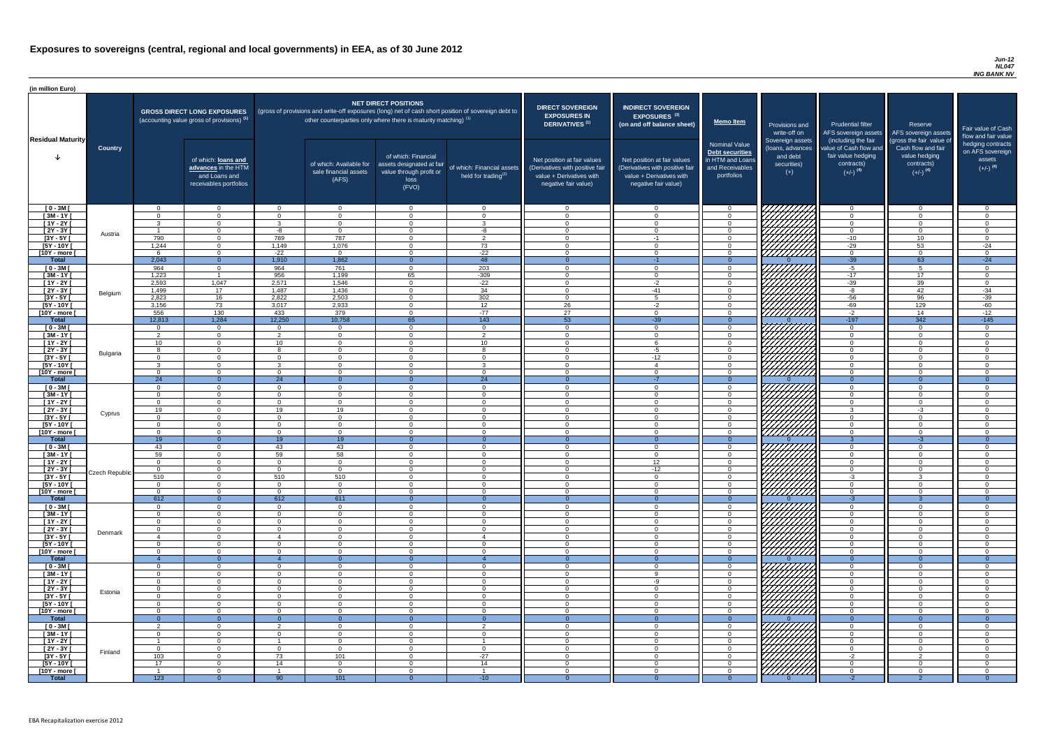# Exposures to sovereigns (central, regional and local governments) in EEA, as of 30 June 2012

*Jun-12*
*NL047*
*ING BANK NV*

(in million Euro)

| Residual Maturity | Country | GROSS DIRECT LONG EXPOSURES (accounting value gross of provisions) (1) | of which: loans and advances in the HTM and Loans and receivables portfolios | NET DIRECT POSITIONS (gross of provisions and write-off exposures (long) net of cash short position of sovereign debt to other counterparties only where there is maturity matching) (1) | of which: Available for sale financial assets (AFS) | of which: Financial assets designated at fair value through profit or loss (FVO) | of which: Financial assets held for trading (2) | DIRECT SOVEREIGN EXPOSURES IN DERIVATIVES (1) Net position at fair values (Derivatives with positive fair value + Derivatives with negative fair value) | INDIRECT SOVEREIGN EXPOSURES (3) (on and off balance sheet) Net position at fair values (Derivatives with positive fair value + Derivatives with negative fair value) | Memo Item: Nominal Value Debt securities in HTM and Loans and Receivables portfolios | Provisions and write-off on Sovereign assets (loans, advances and debt securities) (+) | Prudential filter AFS sovereign assets (including the fair value of Cash flow and fair value hedging contracts) (+/-) (4) | Reserve AFS sovereign assets (gross the fair value of Cash flow and fair value hedging contracts) (+/-) (4) | Fair value of Cash flow and fair value hedging contracts on AFS sovereign assets (+/-) (4) |
|---|---|---|---|---|---|---|---|---|---|---|---|---|---|---|
| [ 0 - 3M [ | Austria | 0 | 0 | 0 | 0 | 0 | 0 | 0 | 0 | 0 | | 0 | 0 | 0 |
| [ 3M - 1Y [ | | 0 | 0 | 0 | 0 | 0 | 0 | 0 | 0 | 0 | | 0 | 0 | 0 |
| [ 1Y - 2Y [ | | 3 | 0 | 3 | 0 | 0 | 3 | 0 | 0 | 0 | | 0 | 0 | 0 |
| [ 2Y - 3Y [ | | 1 | 0 | -8 | 0 | 0 | -8 | 0 | 0 | 0 | | 0 | 0 | 0 |
| [3Y - 5Y [ | | 790 | 0 | 789 | 787 | 0 | 2 | 0 | -1 | 0 | | -10 | 10 | 0 |
| [5Y - 10Y [ | | 1,244 | 0 | 1,149 | 1,076 | 0 | 73 | 0 | 0 | 0 | | -29 | 53 | -24 |
| [10Y - more [ | | 6 | 0 | -22 | 0 | 0 | -22 | 0 | 0 | 0 | | 0 | 0 | 0 |
| **Total** | | 2,043 | 0 | 1,910 | 1,862 | 0 | 48 | 0 | -1 | 0 | 0 | -39 | 63 | -24 |
| [ 0 - 3M [ | Belgium | 964 | 0 | 964 | 761 | 0 | 203 | 0 | 0 | 0 | | -5 | 5 | 0 |
| [ 3M - 1Y [ | | 1,223 | 1 | 956 | 1,199 | 65 | -309 | 0 | 0 | 0 | | -17 | 17 | 0 |
| [ 1Y - 2Y [ | | 2,593 | 1,047 | 2,571 | 1,546 | 0 | -22 | 0 | -2 | 0 | | -39 | 39 | 0 |
| [ 2Y - 3Y [ | | 1,499 | 17 | 1,487 | 1,436 | 0 | 34 | 0 | -41 | 0 | | -8 | 42 | -34 |
| [3Y - 5Y [ | | 2,823 | 16 | 2,822 | 2,503 | 0 | 302 | 0 | 5 | 0 | | -56 | 96 | -39 |
| [5Y - 10Y [ | | 3,156 | 73 | 3,017 | 2,933 | 0 | 12 | 26 | -2 | 0 | | -69 | 129 | -60 |
| [10Y - more [ | | 556 | 130 | 433 | 379 | 0 | -77 | 27 | 0 | 0 | | -2 | 14 | -12 |
| **Total** | | 12,813 | 1,284 | 12,250 | 10,758 | 65 | 143 | 53 | -39 | 0 | 0 | -197 | 342 | -145 |
| [ 0 - 3M [ | Bulgaria | 0 | 0 | 0 | 0 | 0 | 0 | 0 | 0 | 0 | | 0 | 0 | 0 |
| [ 3M - 1Y [ | | 2 | 0 | 2 | 0 | 0 | 2 | 0 | 0 | 0 | | 0 | 0 | 0 |
| [ 1Y - 2Y [ | | 10 | 0 | 10 | 0 | 0 | 10 | 0 | 6 | 0 | | 0 | 0 | 0 |
| [ 2Y - 3Y [ | | 8 | 0 | 8 | 0 | 0 | 8 | 0 | -5 | 0 | | 0 | 0 | 0 |
| [3Y - 5Y [ | | 0 | 0 | 0 | 0 | 0 | 0 | 0 | -12 | 0 | | 0 | 0 | 0 |
| [5Y - 10Y [ | | 3 | 0 | 3 | 0 | 0 | 3 | 0 | 4 | 0 | | 0 | 0 | 0 |
| [10Y - more [ | | 0 | 0 | 0 | 0 | 0 | 0 | 0 | 0 | 0 | | 0 | 0 | 0 |
| **Total** | | 24 | 0 | 24 | 0 | 0 | 24 | 0 | -7 | 0 | 0 | 0 | 0 | 0 |
| [ 0 - 3M [ | Cyprus | 0 | 0 | 0 | 0 | 0 | 0 | 0 | 0 | 0 | | 0 | 0 | 0 |
| [ 3M - 1Y [ | | 0 | 0 | 0 | 0 | 0 | 0 | 0 | 0 | 0 | | 0 | 0 | 0 |
| [ 1Y - 2Y [ | | 0 | 0 | 0 | 0 | 0 | 0 | 0 | 0 | 0 | | 0 | 0 | 0 |
| [ 2Y - 3Y [ | | 19 | 0 | 19 | 19 | 0 | 0 | 0 | 0 | 0 | | 3 | -3 | 0 |
| [3Y - 5Y [ | | 0 | 0 | 0 | 0 | 0 | 0 | 0 | 0 | 0 | | 0 | 0 | 0 |
| [5Y - 10Y [ | | 0 | 0 | 0 | 0 | 0 | 0 | 0 | 0 | 0 | | 0 | 0 | 0 |
| [10Y - more [ | | 0 | 0 | 0 | 0 | 0 | 0 | 0 | 0 | 0 | | 0 | 0 | 0 |
| **Total** | | 19 | 0 | 19 | 19 | 0 | 0 | 0 | 0 | 0 | 0 | 3 | -3 | 0 |
| [ 0 - 3M [ | Czech Republic | 43 | 0 | 43 | 43 | 0 | 0 | 0 | 0 | 0 | | 0 | 0 | 0 |
| [ 3M - 1Y [ | | 59 | 0 | 59 | 58 | 0 | 0 | 0 | 0 | 0 | | 0 | 0 | 0 |
| [ 1Y - 2Y [ | | 0 | 0 | 0 | 0 | 0 | 0 | 0 | 12 | 0 | | 0 | 0 | 0 |
| [ 2Y - 3Y [ | | 0 | 0 | 0 | 0 | 0 | 0 | 0 | -12 | 0 | | 0 | 0 | 0 |
| [3Y - 5Y [ | | 510 | 0 | 510 | 510 | 0 | 0 | 0 | 0 | 0 | | -3 | 3 | 0 |
| [5Y - 10Y [ | | 0 | 0 | 0 | 0 | 0 | 0 | 0 | 0 | 0 | | 0 | 0 | 0 |
| [10Y - more [ | | 0 | 0 | 0 | 0 | 0 | 0 | 0 | 0 | 0 | | 0 | 0 | 0 |
| **Total** | | 612 | 0 | 612 | 611 | 0 | 0 | 0 | 0 | 0 | 0 | -3 | 3 | 0 |
| [ 0 - 3M [ | Denmark | 0 | 0 | 0 | 0 | 0 | 0 | 0 | 0 | 0 | | 0 | 0 | 0 |
| [ 3M - 1Y [ | | 0 | 0 | 0 | 0 | 0 | 0 | 0 | 0 | 0 | | 0 | 0 | 0 |
| [ 1Y - 2Y [ | | 0 | 0 | 0 | 0 | 0 | 0 | 0 | 0 | 0 | | 0 | 0 | 0 |
| [ 2Y - 3Y [ | | 0 | 0 | 0 | 0 | 0 | 0 | 0 | 0 | 0 | | 0 | 0 | 0 |
| [3Y - 5Y [ | | 4 | 0 | 4 | 0 | 0 | 4 | 0 | 0 | 0 | | 0 | 0 | 0 |
| [5Y - 10Y [ | | 0 | 0 | 0 | 0 | 0 | 0 | 0 | 0 | 0 | | 0 | 0 | 0 |
| [10Y - more [ | | 0 | 0 | 0 | 0 | 0 | 0 | 0 | 0 | 0 | | 0 | 0 | 0 |
| **Total** | | 4 | 0 | 4 | 0 | 0 | 4 | 0 | 0 | 0 | 0 | 0 | 0 | 0 |
| [ 0 - 3M [ | Estonia | 0 | 0 | 0 | 0 | 0 | 0 | 0 | 0 | 0 | | 0 | 0 | 0 |
| [ 3M - 1Y [ | | 0 | 0 | 0 | 0 | 0 | 0 | 0 | 9 | 0 | | 0 | 0 | 0 |
| [ 1Y - 2Y [ | | 0 | 0 | 0 | 0 | 0 | 0 | 0 | -9 | 0 | | 0 | 0 | 0 |
| [ 2Y - 3Y [ | | 0 | 0 | 0 | 0 | 0 | 0 | 0 | 0 | 0 | | 0 | 0 | 0 |
| [3Y - 5Y [ | | 0 | 0 | 0 | 0 | 0 | 0 | 0 | 0 | 0 | | 0 | 0 | 0 |
| [5Y - 10Y [ | | 0 | 0 | 0 | 0 | 0 | 0 | 0 | 0 | 0 | | 0 | 0 | 0 |
| [10Y - more [ | | 0 | 0 | 0 | 0 | 0 | 0 | 0 | 0 | 0 | | 0 | 0 | 0 |
| **Total** | | 0 | 0 | 0 | 0 | 0 | 0 | 0 | 0 | 0 | 0 | 0 | 0 | 0 |
| [ 0 - 3M [ | Finland | 2 | 0 | 2 | 0 | 0 | 2 | 0 | 0 | 0 | | 0 | 0 | 0 |
| [ 3M - 1Y [ | | 0 | 0 | 0 | 0 | 0 | 0 | 0 | 0 | 0 | | 0 | 0 | 0 |
| [ 1Y - 2Y [ | | 1 | 0 | 1 | 0 | 0 | 1 | 0 | 0 | 0 | | 0 | 0 | 0 |
| [ 2Y - 3Y [ | | 0 | 0 | 0 | 0 | 0 | 0 | 0 | 0 | 0 | | 0 | 0 | 0 |
| [3Y - 5Y [ | | 103 | 0 | 73 | 101 | 0 | -27 | 0 | 0 | 0 | | -2 | 2 | 0 |
| [5Y - 10Y [ | | 17 | 0 | 14 | 0 | 0 | 14 | 0 | 0 | 0 | | 0 | 0 | 0 |
| [10Y - more [ | | 1 | 0 | 1 | 0 | 0 | 1 | 0 | 0 | 0 | | 0 | 0 | 0 |
| **Total** | | 123 | 0 | 90 | 101 | 0 | -10 | 0 | 0 | 0 | 0 | -2 | 2 | 0 |

EBA Recapitalization exercise 2012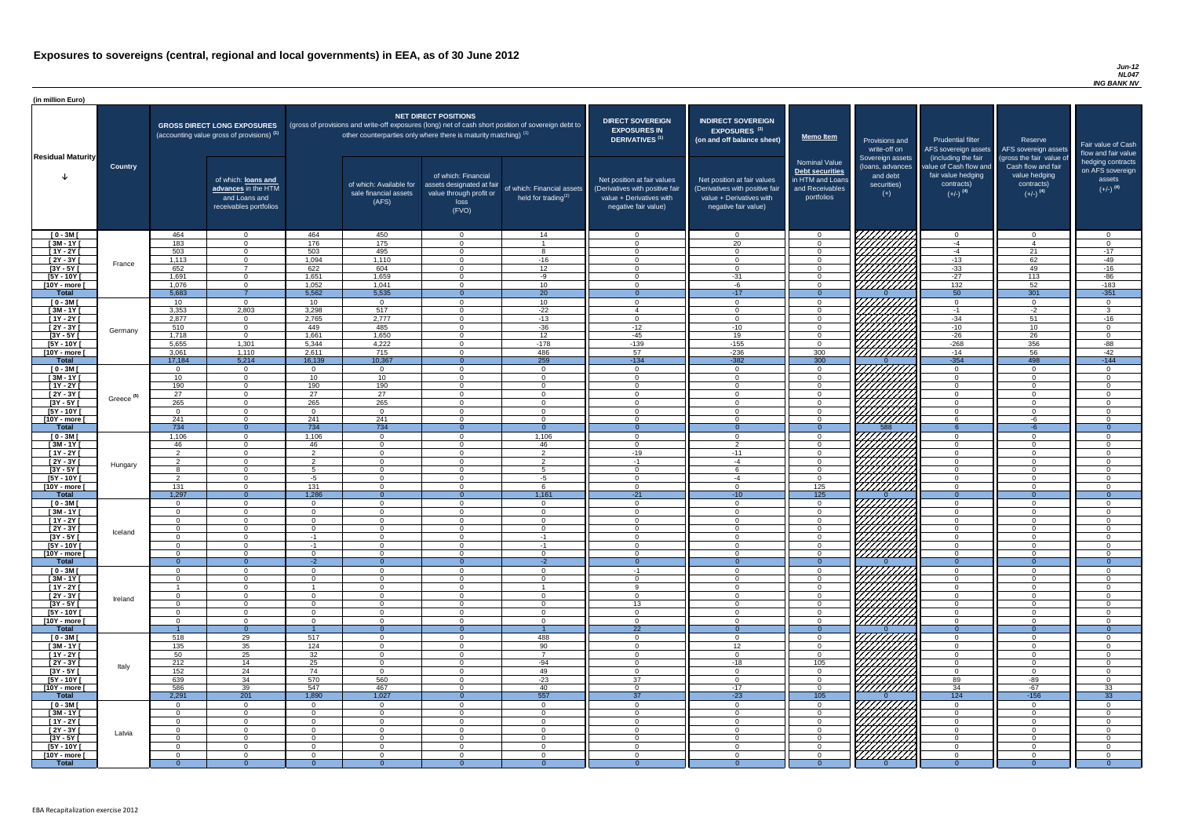# Exposures to sovereigns (central, regional and local governments) in EEA, as of 30 June 2012

Jun-12
NL047
ING BANK NV

(in million Euro)

| Residual Maturity | Country | GROSS DIRECT LONG EXPOSURES (accounting value gross of provisions) (1) | of which: loans and advances in the HTM and Loans and receivables portfolios | NET DIRECT POSITIONS (gross of provisions and write-off exposures (long) net of cash short position of sovereign debt to other counterparties only where there is maturity matching) (1) | of which: Available for sale financial assets (AFS) | of which: Financial assets designated at fair value through profit or loss (FVO) | of which: Financial assets held for trading (2) | DIRECT SOVEREIGN EXPOSURES IN DERIVATIVES (1) Net position at fair values (Derivatives with positive fair value + Derivatives with negative fair value) | INDIRECT SOVEREIGN EXPOSURES (3) (on and off balance sheet) Net position at fair values (Derivatives with positive fair value + Derivatives with negative fair value) | Memo Item: Nominal Value Debt securities in HTM and Loans and Receivables portfolios | Provisions and write-off on Sovereign assets (loans, advances and debt securities) (+) | Prudential filter AFS sovereign assets (including the fair value of Cash flow and fair value hedging contracts) (+/-) (4) | Reserve AFS sovereign assets (gross the fair value of Cash flow and fair value hedging contracts) (+/-) (4) | Fair value of Cash flow and fair value hedging contracts on AFS sovereign assets (+/-) (4) |
|---|---|---|---|---|---|---|---|---|---|---|---|---|---|---|
| [ 0 - 3M [ | France | 464 | 0 | 464 | 450 | 0 | 14 | 0 | 0 | 0 | | 0 | 0 | 0 |
| [ 3M - 1Y [ | | 183 | 0 | 176 | 175 | 0 | 1 | 0 | 20 | 0 | | -4 | 4 | 0 |
| [ 1Y - 2Y [ | | 503 | 0 | 503 | 495 | 0 | 8 | 0 | 0 | 0 | | -4 | 21 | -17 |
| [ 2Y - 3Y [ | | 1,113 | 0 | 1,094 | 1,110 | 0 | -16 | 0 | 0 | 0 | | -13 | 62 | -49 |
| [3Y - 5Y [ | | 652 | 7 | 622 | 604 | 0 | 12 | 0 | 0 | 0 | | -33 | 49 | -16 |
| [5Y - 10Y [ | | 1,691 | 0 | 1,651 | 1,659 | 0 | -9 | 0 | -31 | 0 | | -27 | 113 | -86 |
| [10Y - more [ | | 1,076 | 0 | 1,052 | 1,041 | 0 | 10 | 0 | -6 | 0 | | 132 | 52 | -183 |
| **Total** | | 5,683 | 7 | 5,562 | 5,535 | 0 | 20 | 0 | -17 | 0 | 0 | 50 | 301 | -351 |
| [ 0 - 3M [ | Germany | 10 | 0 | 10 | 0 | 0 | 10 | 0 | 0 | 0 | | 0 | 0 | 0 |
| [ 3M - 1Y [ | | 3,353 | 2,803 | 3,298 | 517 | 0 | -22 | 4 | 0 | 0 | | -1 | -2 | 3 |
| [ 1Y - 2Y [ | | 2,877 | 0 | 2,765 | 2,777 | 0 | -13 | 0 | 0 | 0 | | -34 | 51 | -16 |
| [ 2Y - 3Y [ | | 510 | 0 | 449 | 485 | 0 | -36 | -12 | -10 | 0 | | -10 | 10 | 0 |
| [3Y - 5Y [ | | 1,718 | 0 | 1,661 | 1,650 | 0 | 12 | -45 | 19 | 0 | | -26 | 26 | 0 |
| [5Y - 10Y [ | | 5,655 | 1,301 | 5,344 | 4,222 | 0 | -178 | -139 | -155 | 0 | | -268 | 356 | -88 |
| [10Y - more [ | | 3,061 | 1,110 | 2,611 | 715 | 0 | 486 | 57 | -236 | 300 | | -14 | 56 | -42 |
| **Total** | | 17,184 | 5,214 | 16,139 | 10,367 | 0 | 259 | -134 | -382 | 300 | 0 | -354 | 498 | -144 |
| [ 0 - 3M [ | Greece (5) | 0 | 0 | 0 | 0 | 0 | 0 | 0 | 0 | 0 | | 0 | 0 | 0 |
| [ 3M - 1Y [ | | 10 | 0 | 10 | 10 | 0 | 0 | 0 | 0 | 0 | | 0 | 0 | 0 |
| [ 1Y - 2Y [ | | 190 | 0 | 190 | 190 | 0 | 0 | 0 | 0 | 0 | | 0 | 0 | 0 |
| [ 2Y - 3Y [ | | 27 | 0 | 27 | 27 | 0 | 0 | 0 | 0 | 0 | | 0 | 0 | 0 |
| [3Y - 5Y [ | | 265 | 0 | 265 | 265 | 0 | 0 | 0 | 0 | 0 | | 0 | 0 | 0 |
| [5Y - 10Y [ | | 0 | 0 | 0 | 0 | 0 | 0 | 0 | 0 | 0 | | 0 | 0 | 0 |
| [10Y - more [ | | 241 | 0 | 241 | 241 | 0 | 0 | 0 | 0 | 0 | | 6 | -6 | 0 |
| **Total** | | 734 | 0 | 734 | 734 | 0 | 0 | 0 | 0 | 0 | 588 | 6 | -6 | 0 |
| [ 0 - 3M [ | Hungary | 1,106 | 0 | 1,106 | 0 | 0 | 1,106 | 0 | 0 | 0 | | 0 | 0 | 0 |
| [ 3M - 1Y [ | | 46 | 0 | 46 | 0 | 0 | 46 | 0 | 2 | 0 | | 0 | 0 | 0 |
| [ 1Y - 2Y [ | | 2 | 0 | 2 | 0 | 0 | 2 | -19 | -11 | 0 | | 0 | 0 | 0 |
| [ 2Y - 3Y [ | | 2 | 0 | 2 | 0 | 0 | 2 | -1 | -4 | 0 | | 0 | 0 | 0 |
| [3Y - 5Y [ | | 8 | 0 | 5 | 0 | 0 | 5 | 0 | 6 | 0 | | 0 | 0 | 0 |
| [5Y - 10Y [ | | 2 | 0 | -5 | 0 | 0 | -5 | 0 | -4 | 0 | | 0 | 0 | 0 |
| [10Y - more [ | | 131 | 0 | 131 | 0 | 0 | 6 | 0 | 0 | 125 | | 0 | 0 | 0 |
| **Total** | | 1,297 | 0 | 1,286 | 0 | 0 | 1,161 | -21 | -10 | 125 | 0 | 0 | 0 | 0 |
| [ 0 - 3M [ | Iceland | 0 | 0 | 0 | 0 | 0 | 0 | 0 | 0 | 0 | | 0 | 0 | 0 |
| [ 3M - 1Y [ | | 0 | 0 | 0 | 0 | 0 | 0 | 0 | 0 | 0 | | 0 | 0 | 0 |
| [ 1Y - 2Y [ | | 0 | 0 | 0 | 0 | 0 | 0 | 0 | 0 | 0 | | 0 | 0 | 0 |
| [ 2Y - 3Y [ | | 0 | 0 | 0 | 0 | 0 | 0 | 0 | 0 | 0 | | 0 | 0 | 0 |
| [3Y - 5Y [ | | 0 | 0 | -1 | 0 | 0 | -1 | 0 | 0 | 0 | | 0 | 0 | 0 |
| [5Y - 10Y [ | | 0 | 0 | -1 | 0 | 0 | -1 | 0 | 0 | 0 | | 0 | 0 | 0 |
| [10Y - more [ | | 0 | 0 | 0 | 0 | 0 | 0 | 0 | 0 | 0 | | 0 | 0 | 0 |
| **Total** | | 0 | 0 | -2 | 0 | 0 | -2 | 0 | 0 | 0 | 0 | 0 | 0 | 0 |
| [ 0 - 3M [ | Ireland | 0 | 0 | 0 | 0 | 0 | 0 | -1 | 0 | 0 | | 0 | 0 | 0 |
| [ 3M - 1Y [ | | 0 | 0 | 0 | 0 | 0 | 0 | 0 | 0 | 0 | | 0 | 0 | 0 |
| [ 1Y - 2Y [ | | 1 | 0 | 1 | 0 | 0 | 1 | 9 | 0 | 0 | | 0 | 0 | 0 |
| [ 2Y - 3Y [ | | 0 | 0 | 0 | 0 | 0 | 0 | 0 | 0 | 0 | | 0 | 0 | 0 |
| [3Y - 5Y [ | | 0 | 0 | 0 | 0 | 0 | 0 | 13 | 0 | 0 | | 0 | 0 | 0 |
| [5Y - 10Y [ | | 0 | 0 | 0 | 0 | 0 | 0 | 0 | 0 | 0 | | 0 | 0 | 0 |
| [10Y - more [ | | 0 | 0 | 0 | 0 | 0 | 0 | 0 | 0 | 0 | | 0 | 0 | 0 |
| **Total** | | 1 | 0 | 1 | 0 | 0 | 1 | 22 | 0 | 0 | 0 | 0 | 0 | 0 |
| [ 0 - 3M [ | Italy | 518 | 29 | 517 | 0 | 0 | 488 | 0 | 0 | 0 | | 0 | 0 | 0 |
| [ 3M - 1Y [ | | 135 | 35 | 124 | 0 | 0 | 90 | 0 | 12 | 0 | | 0 | 0 | 0 |
| [ 1Y - 2Y [ | | 50 | 25 | 32 | 0 | 0 | 7 | 0 | 0 | 0 | | 0 | 0 | 0 |
| [ 2Y - 3Y [ | | 212 | 14 | 25 | 0 | 0 | -94 | 0 | -18 | 105 | | 0 | 0 | 0 |
| [3Y - 5Y [ | | 152 | 24 | 74 | 0 | 0 | 49 | 0 | 0 | 0 | | 0 | 0 | 0 |
| [5Y - 10Y [ | | 639 | 34 | 570 | 560 | 0 | -23 | 37 | 0 | 0 | | 89 | -89 | 0 |
| [10Y - more [ | | 586 | 39 | 547 | 467 | 0 | 40 | 0 | -17 | 0 | | 34 | -67 | 33 |
| **Total** | | 2,291 | 201 | 1,890 | 1,027 | 0 | 557 | 37 | -23 | 105 | 0 | 124 | -156 | 33 |
| [ 0 - 3M [ | Latvia | 0 | 0 | 0 | 0 | 0 | 0 | 0 | 0 | 0 | | 0 | 0 | 0 |
| [ 3M - 1Y [ | | 0 | 0 | 0 | 0 | 0 | 0 | 0 | 0 | 0 | | 0 | 0 | 0 |
| [ 1Y - 2Y [ | | 0 | 0 | 0 | 0 | 0 | 0 | 0 | 0 | 0 | | 0 | 0 | 0 |
| [ 2Y - 3Y [ | | 0 | 0 | 0 | 0 | 0 | 0 | 0 | 0 | 0 | | 0 | 0 | 0 |
| [3Y - 5Y [ | | 0 | 0 | 0 | 0 | 0 | 0 | 0 | 0 | 0 | | 0 | 0 | 0 |
| [5Y - 10Y [ | | 0 | 0 | 0 | 0 | 0 | 0 | 0 | 0 | 0 | | 0 | 0 | 0 |
| [10Y - more [ | | 0 | 0 | 0 | 0 | 0 | 0 | 0 | 0 | 0 | | 0 | 0 | 0 |
| **Total** | | 0 | 0 | 0 | 0 | 0 | 0 | 0 | 0 | 0 | 0 | 0 | 0 | 0 |

EBA Recapitalization exercise 2012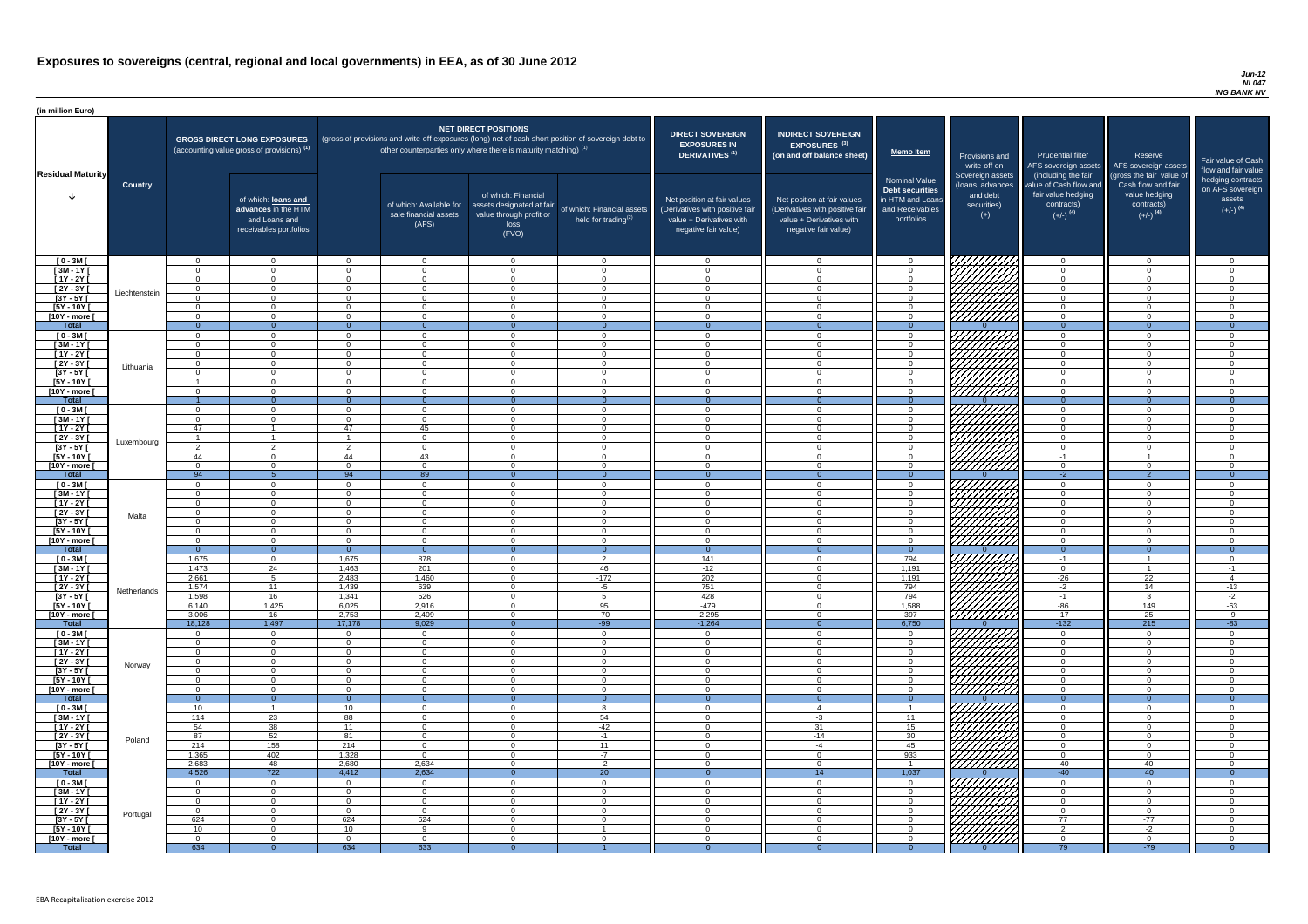# Exposures to sovereigns (central, regional and local governments) in EEA, as of 30 June 2012

*Jun-12*
*NL047*
*ING BANK NV*

(in million Euro)

| Residual Maturity | Country | GROSS DIRECT LONG EXPOSURES (accounting value gross of provisions) (1) | of which: loans and advances in the HTM and Loans and receivables portfolios | NET DIRECT POSITIONS (gross of provisions and write-off exposures (long) net of cash short position of sovereign debt to other counterparties only where there is maturity matching) (1) | of which: Available for sale financial assets (AFS) | of which: Financial assets designated at fair value through profit or loss (FVO) | of which: Financial assets held for trading (2) | DIRECT SOVEREIGN EXPOSURES IN DERIVATIVES (1) Net position at fair values (Derivatives with positive fair value + Derivatives with negative fair value) | INDIRECT SOVEREIGN EXPOSURES (3) (on and off balance sheet) Net position at fair values (Derivatives with positive fair value + Derivatives with negative fair value) | Memo Item: Nominal Value Debt securities in HTM and Loans and Receivables portfolios | Provisions and write-off on Sovereign assets (loans, advances and debt securities) (+) | Prudential filter AFS sovereign assets (including the fair value of Cash flow and fair value hedging contracts) (+/-) (4) | Reserve AFS sovereign assets (gross the fair value of Cash flow and fair value hedging contracts) (+/-) (4) | Fair value of Cash flow and fair value hedging contracts on AFS sovereign assets (+/-) (4) |
|---|---|---|---|---|---|---|---|---|---|---|---|---|---|---|
| [ 0 - 3M [ | Liechtenstein | 0 | 0 | 0 | 0 | 0 | 0 | 0 | 0 | 0 | | 0 | 0 | 0 |
| [ 3M - 1Y [ | | 0 | 0 | 0 | 0 | 0 | 0 | 0 | 0 | 0 | | 0 | 0 | 0 |
| [ 1Y - 2Y [ | | 0 | 0 | 0 | 0 | 0 | 0 | 0 | 0 | 0 | | 0 | 0 | 0 |
| [ 2Y - 3Y [ | | 0 | 0 | 0 | 0 | 0 | 0 | 0 | 0 | 0 | | 0 | 0 | 0 |
| [3Y - 5Y [ | | 0 | 0 | 0 | 0 | 0 | 0 | 0 | 0 | 0 | | 0 | 0 | 0 |
| [5Y - 10Y [ | | 0 | 0 | 0 | 0 | 0 | 0 | 0 | 0 | 0 | | 0 | 0 | 0 |
| [10Y - more [ | | 0 | 0 | 0 | 0 | 0 | 0 | 0 | 0 | 0 | | 0 | 0 | 0 |
| **Total** | | 0 | 0 | 0 | 0 | 0 | 0 | 0 | 0 | 0 | 0 | 0 | 0 | 0 |
| [ 0 - 3M [ | Lithuania | 0 | 0 | 0 | 0 | 0 | 0 | 0 | 0 | 0 | | 0 | 0 | 0 |
| [ 3M - 1Y [ | | 0 | 0 | 0 | 0 | 0 | 0 | 0 | 0 | 0 | | 0 | 0 | 0 |
| [ 1Y - 2Y [ | | 0 | 0 | 0 | 0 | 0 | 0 | 0 | 0 | 0 | | 0 | 0 | 0 |
| [ 2Y - 3Y [ | | 0 | 0 | 0 | 0 | 0 | 0 | 0 | 0 | 0 | | 0 | 0 | 0 |
| [3Y - 5Y [ | | 0 | 0 | 0 | 0 | 0 | 0 | 0 | 0 | 0 | | 0 | 0 | 0 |
| [5Y - 10Y [ | | 1 | 0 | 0 | 0 | 0 | 0 | 0 | 0 | 0 | | 0 | 0 | 0 |
| [10Y - more [ | | 0 | 0 | 0 | 0 | 0 | 0 | 0 | 0 | 0 | | 0 | 0 | 0 |
| **Total** | | 1 | 0 | 0 | 0 | 0 | 0 | 0 | 0 | 0 | 0 | 0 | 0 | 0 |
| [ 0 - 3M [ | Luxembourg | 0 | 0 | 0 | 0 | 0 | 0 | 0 | 0 | 0 | | 0 | 0 | 0 |
| [ 3M - 1Y [ | | 0 | 0 | 0 | 0 | 0 | 0 | 0 | 0 | 0 | | 0 | 0 | 0 |
| [ 1Y - 2Y [ | | 47 | 1 | 47 | 45 | 0 | 0 | 0 | 0 | 0 | | 0 | 0 | 0 |
| [ 2Y - 3Y [ | | 1 | 1 | 1 | 0 | 0 | 0 | 0 | 0 | 0 | | 0 | 0 | 0 |
| [3Y - 5Y [ | | 2 | 2 | 2 | 0 | 0 | 0 | 0 | 0 | 0 | | 0 | 0 | 0 |
| [5Y - 10Y [ | | 44 | 0 | 44 | 43 | 0 | 0 | 0 | 0 | 0 | | -1 | 1 | 0 |
| [10Y - more [ | | 0 | 0 | 0 | 0 | 0 | 0 | 0 | 0 | 0 | | 0 | 0 | 0 |
| **Total** | | 94 | 5 | 94 | 89 | 0 | 0 | 0 | 0 | 0 | 0 | -2 | 2 | 0 |
| [ 0 - 3M [ | Malta | 0 | 0 | 0 | 0 | 0 | 0 | 0 | 0 | 0 | | 0 | 0 | 0 |
| [ 3M - 1Y [ | | 0 | 0 | 0 | 0 | 0 | 0 | 0 | 0 | 0 | | 0 | 0 | 0 |
| [ 1Y - 2Y [ | | 0 | 0 | 0 | 0 | 0 | 0 | 0 | 0 | 0 | | 0 | 0 | 0 |
| [ 2Y - 3Y [ | | 0 | 0 | 0 | 0 | 0 | 0 | 0 | 0 | 0 | | 0 | 0 | 0 |
| [3Y - 5Y [ | | 0 | 0 | 0 | 0 | 0 | 0 | 0 | 0 | 0 | | 0 | 0 | 0 |
| [5Y - 10Y [ | | 0 | 0 | 0 | 0 | 0 | 0 | 0 | 0 | 0 | | 0 | 0 | 0 |
| [10Y - more [ | | 0 | 0 | 0 | 0 | 0 | 0 | 0 | 0 | 0 | | 0 | 0 | 0 |
| **Total** | | 0 | 0 | 0 | 0 | 0 | 0 | 0 | 0 | 0 | 0 | 0 | 0 | 0 |
| [ 0 - 3M [ | Netherlands | 1,675 | 0 | 1,675 | 878 | 0 | 2 | 141 | 0 | 794 | | -1 | 1 | 0 |
| [ 3M - 1Y [ | | 1,473 | 24 | 1,463 | 201 | 0 | 46 | -12 | 0 | 1,191 | | 0 | 1 | -1 |
| [ 1Y - 2Y [ | | 2,661 | 5 | 2,483 | 1,460 | 0 | -172 | 202 | 0 | 1,191 | | -26 | 22 | 4 |
| [ 2Y - 3Y [ | | 1,574 | 11 | 1,439 | 639 | 0 | -5 | 751 | 0 | 794 | | -2 | 14 | -13 |
| [3Y - 5Y [ | | 1,598 | 16 | 1,341 | 526 | 0 | 5 | 428 | 0 | 794 | | -1 | 3 | -2 |
| [5Y - 10Y [ | | 6,140 | 1,425 | 6,025 | 2,916 | 0 | 95 | -479 | 0 | 1,588 | | -86 | 149 | -63 |
| [10Y - more [ | | 3,006 | 16 | 2,753 | 2,409 | 0 | -70 | -2,295 | 0 | 397 | | -17 | 25 | -9 |
| **Total** | | 18,128 | 1,497 | 17,178 | 9,029 | 0 | -99 | -1,264 | 0 | 6,750 | 0 | -132 | 215 | -83 |
| [ 0 - 3M [ | Norway | 0 | 0 | 0 | 0 | 0 | 0 | 0 | 0 | 0 | | 0 | 0 | 0 |
| [ 3M - 1Y [ | | 0 | 0 | 0 | 0 | 0 | 0 | 0 | 0 | 0 | | 0 | 0 | 0 |
| [ 1Y - 2Y [ | | 0 | 0 | 0 | 0 | 0 | 0 | 0 | 0 | 0 | | 0 | 0 | 0 |
| [ 2Y - 3Y [ | | 0 | 0 | 0 | 0 | 0 | 0 | 0 | 0 | 0 | | 0 | 0 | 0 |
| [3Y - 5Y [ | | 0 | 0 | 0 | 0 | 0 | 0 | 0 | 0 | 0 | | 0 | 0 | 0 |
| [5Y - 10Y [ | | 0 | 0 | 0 | 0 | 0 | 0 | 0 | 0 | 0 | | 0 | 0 | 0 |
| [10Y - more [ | | 0 | 0 | 0 | 0 | 0 | 0 | 0 | 0 | 0 | | 0 | 0 | 0 |
| **Total** | | 0 | 0 | 0 | 0 | 0 | 0 | 0 | 0 | 0 | 0 | 0 | 0 | 0 |
| [ 0 - 3M [ | Poland | 10 | 1 | 10 | 0 | 0 | 8 | 0 | 4 | 1 | | 0 | 0 | 0 |
| [ 3M - 1Y [ | | 114 | 23 | 88 | 0 | 0 | 54 | 0 | -3 | 11 | | 0 | 0 | 0 |
| [ 1Y - 2Y [ | | 54 | 38 | 11 | 0 | 0 | -42 | 0 | 31 | 15 | | 0 | 0 | 0 |
| [ 2Y - 3Y [ | | 87 | 52 | 81 | 0 | 0 | -1 | 0 | -14 | 30 | | 0 | 0 | 0 |
| [3Y - 5Y [ | | 214 | 158 | 214 | 0 | 0 | 11 | 0 | -4 | 45 | | 0 | 0 | 0 |
| [5Y - 10Y [ | | 1,365 | 402 | 1,328 | 0 | 0 | -7 | 0 | 0 | 933 | | 0 | 0 | 0 |
| [10Y - more [ | | 2,683 | 48 | 2,680 | 2,634 | 0 | -2 | 0 | 0 | 1 | | -40 | 40 | 0 |
| **Total** | | 4,526 | 722 | 4,412 | 2,634 | 0 | 20 | 0 | 14 | 1,037 | 0 | -40 | 40 | 0 |
| [ 0 - 3M [ | Portugal | 0 | 0 | 0 | 0 | 0 | 0 | 0 | 0 | 0 | | 0 | 0 | 0 |
| [ 3M - 1Y [ | | 0 | 0 | 0 | 0 | 0 | 0 | 0 | 0 | 0 | | 0 | 0 | 0 |
| [ 1Y - 2Y [ | | 0 | 0 | 0 | 0 | 0 | 0 | 0 | 0 | 0 | | 0 | 0 | 0 |
| [ 2Y - 3Y [ | | 0 | 0 | 0 | 0 | 0 | 0 | 0 | 0 | 0 | | 0 | 0 | 0 |
| [3Y - 5Y [ | | 624 | 0 | 624 | 624 | 0 | 0 | 0 | 0 | 0 | | 77 | -77 | 0 |
| [5Y - 10Y [ | | 10 | 0 | 10 | 9 | 0 | 1 | 0 | 0 | 0 | | 2 | -2 | 0 |
| [10Y - more [ | | 0 | 0 | 0 | 0 | 0 | 0 | 0 | 0 | 0 | | 0 | 0 | 0 |
| **Total** | | 634 | 0 | 634 | 633 | 0 | 1 | 0 | 0 | 0 | 0 | 79 | -79 | 0 |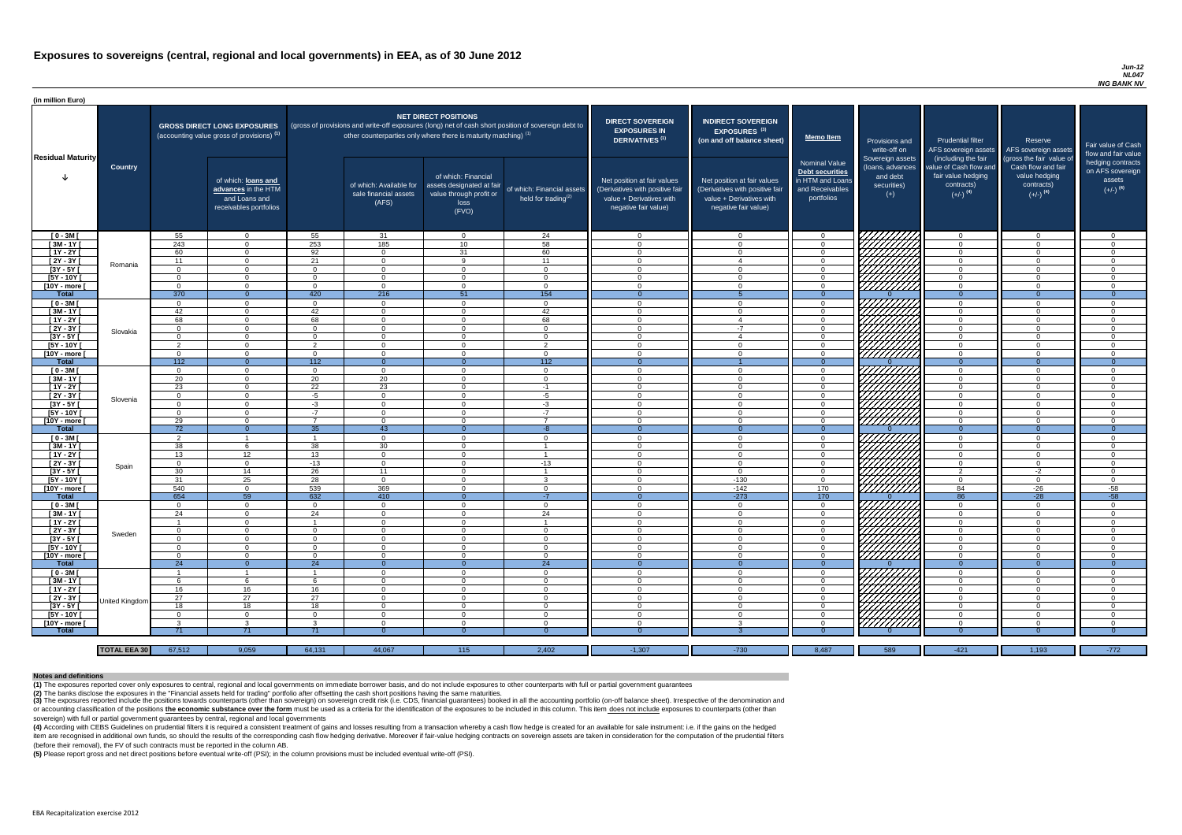# Exposures to sovereigns (central, regional and local governments) in EEA, as of 30 June 2012

*Jun-12*
*NL047*
*ING BANK NV*

(in million Euro)

| Residual Maturity | Country | GROSS DIRECT LONG EXPOSURES (accounting value gross of provisions) (1) | of which: loans and advances in the HTM and Loans and receivables portfolios | NET DIRECT POSITIONS (gross of provisions and write-off exposures (long) net of cash short position of sovereign debt to other counterparties only where there is maturity matching) (1) | of which: Available for sale financial assets (AFS) | of which: Financial assets designated at fair value through profit or loss (FVO) | of which: Financial assets held for trading(2) | DIRECT SOVEREIGN EXPOSURES IN DERIVATIVES (1) Net position at fair values (Derivatives with positive fair value + Derivatives with negative fair value) | INDIRECT SOVEREIGN EXPOSURES (3) (on and off balance sheet) Net position at fair values (Derivatives with positive fair value + Derivatives with negative fair value) | Memo Item: Nominal Value Debt securities in HTM and Loans and Receivables portfolios | Provisions and write-off on Sovereign assets (loans, advances and debt securities) (+) | Prudential filter AFS sovereign assets (including the fair value of Cash flow and fair value hedging contracts) (+/-) (4) | Reserve AFS sovereign assets (gross the fair value of Cash flow and fair value hedging contracts) (+/-) (4) | Fair value of Cash flow and fair value hedging contracts on AFS sovereign assets (+/-) (4) |
|---|---|---|---|---|---|---|---|---|---|---|---|---|---|---|
| [ 0 - 3M [ | Romania | 55 | 0 | 55 | 31 | 0 | 24 | 0 | 0 | 0 | | 0 | 0 | 0 |
| [ 3M - 1Y [ | | 243 | 0 | 253 | 185 | 10 | 58 | 0 | 0 | 0 | | 0 | 0 | 0 |
| [ 1Y - 2Y [ | | 60 | 0 | 92 | 0 | 31 | 60 | 0 | 0 | 0 | | 0 | 0 | 0 |
| [ 2Y - 3Y [ | | 11 | 0 | 21 | 0 | 9 | 11 | 0 | 4 | 0 | | 0 | 0 | 0 |
| [3Y - 5Y [ | | 0 | 0 | 0 | 0 | 0 | 0 | 0 | 0 | 0 | | 0 | 0 | 0 |
| [5Y - 10Y [ | | 0 | 0 | 0 | 0 | 0 | 0 | 0 | 0 | 0 | | 0 | 0 | 0 |
| [10Y - more [ | | 0 | 0 | 0 | 0 | 0 | 0 | 0 | 0 | 0 | | 0 | 0 | 0 |
| **Total** | | 370 | 0 | 420 | 216 | 51 | 154 | 0 | 5 | 0 | 0 | 0 | 0 | 0 |
| [ 0 - 3M [ | Slovakia | 0 | 0 | 0 | 0 | 0 | 0 | 0 | 0 | 0 | | 0 | 0 | 0 |
| [ 3M - 1Y [ | | 42 | 0 | 42 | 0 | 0 | 42 | 0 | 0 | 0 | | 0 | 0 | 0 |
| [ 1Y - 2Y [ | | 68 | 0 | 68 | 0 | 0 | 68 | 0 | 4 | 0 | | 0 | 0 | 0 |
| [ 2Y - 3Y [ | | 0 | 0 | 0 | 0 | 0 | 0 | 0 | -7 | 0 | | 0 | 0 | 0 |
| [3Y - 5Y [ | | 0 | 0 | 0 | 0 | 0 | 0 | 0 | 4 | 0 | | 0 | 0 | 0 |
| [5Y - 10Y [ | | 2 | 0 | 2 | 0 | 0 | 2 | 0 | 0 | 0 | | 0 | 0 | 0 |
| [10Y - more [ | | 0 | 0 | 0 | 0 | 0 | 0 | 0 | 0 | 0 | | 0 | 0 | 0 |
| **Total** | | 112 | 0 | 112 | 0 | 0 | 112 | 0 | 1 | 0 | 0 | 0 | 0 | 0 |
| [ 0 - 3M [ | Slovenia | 0 | 0 | 0 | 0 | 0 | 0 | 0 | 0 | 0 | | 0 | 0 | 0 |
| [ 3M - 1Y [ | | 20 | 0 | 20 | 20 | 0 | 0 | 0 | 0 | 0 | | 0 | 0 | 0 |
| [ 1Y - 2Y [ | | 23 | 0 | 22 | 23 | 0 | -1 | 0 | 0 | 0 | | 0 | 0 | 0 |
| [ 2Y - 3Y [ | | 0 | 0 | -5 | 0 | 0 | -5 | 0 | 0 | 0 | | 0 | 0 | 0 |
| [3Y - 5Y [ | | 0 | 0 | -3 | 0 | 0 | -3 | 0 | 0 | 0 | | 0 | 0 | 0 |
| [5Y - 10Y [ | | 0 | 0 | -7 | 0 | 0 | -7 | 0 | 0 | 0 | | 0 | 0 | 0 |
| [10Y - more [ | | 29 | 0 | 7 | 0 | 0 | 7 | 0 | 0 | 0 | | 0 | 0 | 0 |
| **Total** | | 72 | 0 | 35 | 43 | 0 | -8 | 0 | 0 | 0 | 0 | 0 | 0 | 0 |
| [ 0 - 3M [ | Spain | 2 | 1 | 1 | 0 | 0 | 0 | 0 | 0 | 0 | | 0 | 0 | 0 |
| [ 3M - 1Y [ | | 38 | 6 | 38 | 30 | 0 | 1 | 0 | 0 | 0 | | 0 | 0 | 0 |
| [ 1Y - 2Y [ | | 13 | 12 | 13 | 0 | 0 | 1 | 0 | 0 | 0 | | 0 | 0 | 0 |
| [ 2Y - 3Y [ | | 0 | 0 | -13 | 0 | 0 | -13 | 0 | 0 | 0 | | 0 | 0 | 0 |
| [3Y - 5Y [ | | 30 | 14 | 26 | 11 | 0 | 1 | 0 | 0 | 0 | | 2 | -2 | 0 |
| [5Y - 10Y [ | | 31 | 25 | 28 | 0 | 0 | 3 | 0 | -130 | 0 | | 0 | 0 | 0 |
| [10Y - more [ | | 540 | 0 | 539 | 369 | 0 | 0 | 0 | -142 | 170 | | 84 | -26 | -58 |
| **Total** | | 654 | 59 | 632 | 410 | 0 | -7 | 0 | -273 | 170 | 0 | 86 | -28 | -58 |
| [ 0 - 3M [ | Sweden | 0 | 0 | 0 | 0 | 0 | 0 | 0 | 0 | 0 | | 0 | 0 | 0 |
| [ 3M - 1Y [ | | 24 | 0 | 24 | 0 | 0 | 24 | 0 | 0 | 0 | | 0 | 0 | 0 |
| [ 1Y - 2Y [ | | 1 | 0 | 1 | 0 | 0 | 1 | 0 | 0 | 0 | | 0 | 0 | 0 |
| [ 2Y - 3Y [ | | 0 | 0 | 0 | 0 | 0 | 0 | 0 | 0 | 0 | | 0 | 0 | 0 |
| [3Y - 5Y [ | | 0 | 0 | 0 | 0 | 0 | 0 | 0 | 0 | 0 | | 0 | 0 | 0 |
| [5Y - 10Y [ | | 0 | 0 | 0 | 0 | 0 | 0 | 0 | 0 | 0 | | 0 | 0 | 0 |
| [10Y - more [ | | 0 | 0 | 0 | 0 | 0 | 0 | 0 | 0 | 0 | | 0 | 0 | 0 |
| **Total** | | 24 | 0 | 24 | 0 | 0 | 24 | 0 | 0 | 0 | 0 | 0 | 0 | 0 |
| [ 0 - 3M [ | United Kingdom | 1 | 1 | 1 | 0 | 0 | 0 | 0 | 0 | 0 | | 0 | 0 | 0 |
| [ 3M - 1Y [ | | 6 | 6 | 6 | 0 | 0 | 0 | 0 | 0 | 0 | | 0 | 0 | 0 |
| [ 1Y - 2Y [ | | 16 | 16 | 16 | 0 | 0 | 0 | 0 | 0 | 0 | | 0 | 0 | 0 |
| [ 2Y - 3Y [ | | 27 | 27 | 27 | 0 | 0 | 0 | 0 | 0 | 0 | | 0 | 0 | 0 |
| [3Y - 5Y [ | | 18 | 18 | 18 | 0 | 0 | 0 | 0 | 0 | 0 | | 0 | 0 | 0 |
| [5Y - 10Y [ | | 0 | 0 | 0 | 0 | 0 | 0 | 0 | 0 | 0 | | 0 | 0 | 0 |
| [10Y - more [ | | 3 | 3 | 3 | 0 | 0 | 0 | 0 | 3 | 0 | | 0 | 0 | 0 |
| **Total** | | 71 | 71 | 71 | 0 | 0 | 0 | 0 | 3 | 0 | 0 | 0 | 0 | 0 |
| | **TOTAL EEA 30** | 67,512 | 9,059 | 64,131 | 44,067 | 115 | 2,402 | -1,307 | -730 | 8,487 | 589 | -421 | 1,193 | -772 |

**Notes and definitions**

**(1)** The exposures reported cover only exposures to central, regional and local governments on immediate borrower basis, and do not include exposures to other counterparts with full or partial government guarantees

**(2)** The banks disclose the exposures in the "Financial assets held for trading" portfolio after offsetting the cash short positions having the same maturities.

**(3)** The exposures reported include the positions towards counterparts (other than sovereign) on sovereign credit risk (i.e. CDS, financial guarantees) booked in all the accounting portfolio (on-off balance sheet). Irrespective of the denomination and or accounting classification of the positions **the economic substance over the form** must be used as a criteria for the identification of the exposures to be included in this column. This item does not include exposures to counterparts (other than sovereign) with full or partial government guarantees by central, regional and local governments

**(4)** According with CEBS Guidelines on prudential filters it is required a consistent treatment of gains and losses resulting from a transaction whereby a cash flow hedge is created for an available for sale instrument: i.e. if the gains on the hedged item are recognised in additional own funds, so should the results of the corresponding cash flow hedging derivative. Moreover if fair-value hedging contracts on sovereign assets are taken in consideration for the computation of the prudential filters (before their removal), the FV of such contracts must be reported in the column AB.

**(5)** Please report gross and net direct positions before eventual write-off (PSI); in the column provisions must be included eventual write-off (PSI).